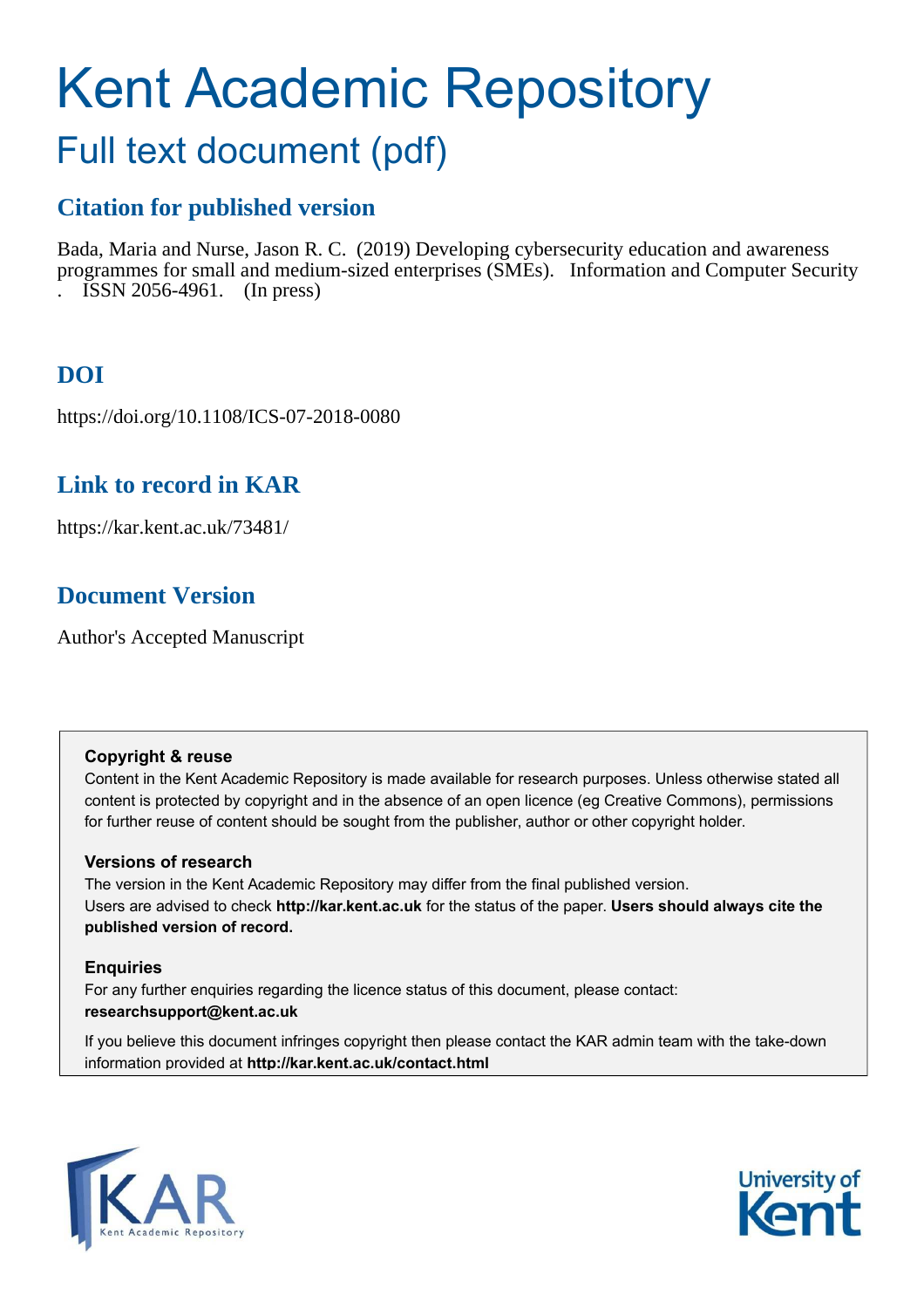# Kent Academic Repository

## Full text document (pdf)

### Citation for published version

Bada, Maria and Nurse, Jason R. C. (2019) Developing cybersecurity education and awareness programmes for small and medium-sized enterprises (SMEs). Information and Computer Security . ISSN 2056-4961. (In press)

### DOI

https://doi.org/10.1108/ICS-07-2018-0080

### Link to record in KAR

https://kar.kent.ac.uk/73481/

### Document Version

Author's Accepted Manuscript

**Copyright & reuse**

Content in the Kent Academic Repository is made available for research purposes. Unless otherwise stated all content is protected by copyright and in the absence of an open licence (eg Creative Commons), permissions for further reuse of content should be sought from the publisher, author or other copyright holder.

**Versions of research**

The version in the Kent Academic Repository may differ from the final published version. Users are advised to check **http://kar.kent.ac.uk** for the status of the paper. **Users should always cite the published version of record.**

**Enquiries**

For any further enquiries regarding the licence status of this document, please contact: **researchsupport@kent.ac.uk**

If you believe this document infringes copyright then please contact the KAR admin team with the take-down information provided at **http://kar.kent.ac.uk/contact.html**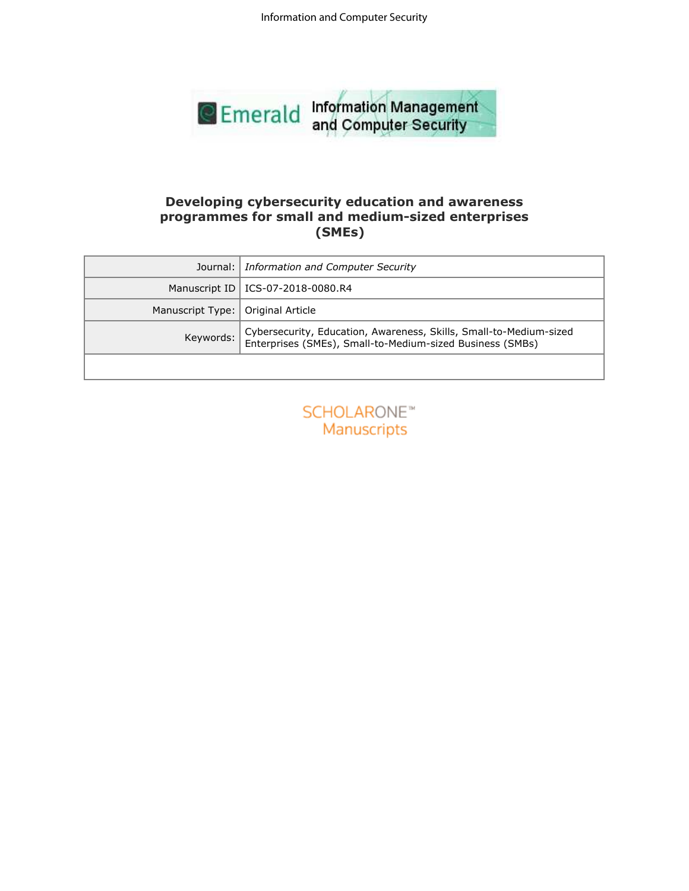# Developing cybersecurity education and awareness programmes for small and medium-sized enterprises (SMEs)

| Journal: | *Information and Computer Security* |
| --- | --- |
| Manuscript ID | ICS-07-2018-0080.R4 |
| Manuscript Type: | Original Article |
| Keywords: | Cybersecurity, Education, Awareness, Skills, Small-to-Medium-sized Enterprises (SMEs), Small-to-Medium-sized Business (SMBs) |
| | |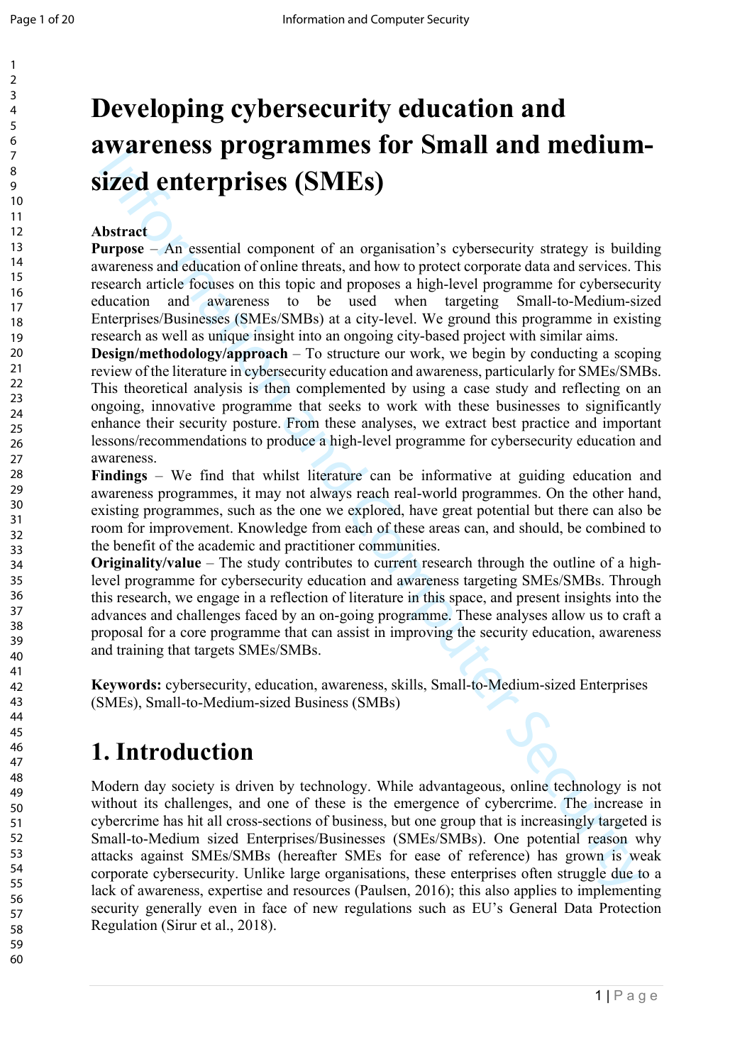# Developing cybersecurity education and awareness programmes for Small and medium-sized enterprises (SMEs)

**Abstract**

**Purpose** – An essential component of an organisation's cybersecurity strategy is building awareness and education of online threats, and how to protect corporate data and services. This research article focuses on this topic and proposes a high-level programme for cybersecurity education and awareness to be used when targeting Small-to-Medium-sized Enterprises/Businesses (SMEs/SMBs) at a city-level. We ground this programme in existing research as well as unique insight into an ongoing city-based project with similar aims.

**Design/methodology/approach** – To structure our work, we begin by conducting a scoping review of the literature in cybersecurity education and awareness, particularly for SMEs/SMBs. This theoretical analysis is then complemented by using a case study and reflecting on an ongoing, innovative programme that seeks to work with these businesses to significantly enhance their security posture. From these analyses, we extract best practice and important lessons/recommendations to produce a high-level programme for cybersecurity education and awareness.

**Findings** – We find that whilst literature can be informative at guiding education and awareness programmes, it may not always reach real-world programmes. On the other hand, existing programmes, such as the one we explored, have great potential but there can also be room for improvement. Knowledge from each of these areas can, and should, be combined to the benefit of the academic and practitioner communities.

**Originality/value** – The study contributes to current research through the outline of a high-level programme for cybersecurity education and awareness targeting SMEs/SMBs. Through this research, we engage in a reflection of literature in this space, and present insights into the advances and challenges faced by an on-going programme. These analyses allow us to craft a proposal for a core programme that can assist in improving the security education, awareness and training that targets SMEs/SMBs.

**Keywords:** cybersecurity, education, awareness, skills, Small-to-Medium-sized Enterprises (SMEs), Small-to-Medium-sized Business (SMBs)

# 1. Introduction

Modern day society is driven by technology. While advantageous, online technology is not without its challenges, and one of these is the emergence of cybercrime. The increase in cybercrime has hit all cross-sections of business, but one group that is increasingly targeted is Small-to-Medium sized Enterprises/Businesses (SMEs/SMBs). One potential reason why attacks against SMEs/SMBs (hereafter SMEs for ease of reference) has grown is weak corporate cybersecurity. Unlike large organisations, these enterprises often struggle due to a lack of awareness, expertise and resources (Paulsen, 2016); this also applies to implementing security generally even in face of new regulations such as EU's General Data Protection Regulation (Sirur et al., 2018).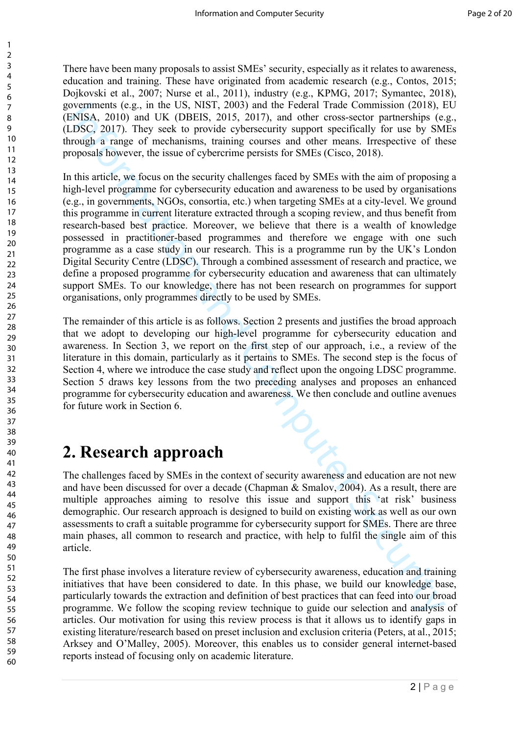There have been many proposals to assist SMEs' security, especially as it relates to awareness, education and training. These have originated from academic research (e.g., Contos, 2015; Dojkovski et al., 2007; Nurse et al., 2011), industry (e.g., KPMG, 2017; Symantec, 2018), governments (e.g., in the US, NIST, 2003) and the Federal Trade Commission (2018), EU (ENISA, 2010) and UK (DBEIS, 2015, 2017), and other cross-sector partnerships (e.g., (LDSC, 2017). They seek to provide cybersecurity support specifically for use by SMEs through a range of mechanisms, training courses and other means. Irrespective of these proposals however, the issue of cybercrime persists for SMEs (Cisco, 2018).

In this article, we focus on the security challenges faced by SMEs with the aim of proposing a high-level programme for cybersecurity education and awareness to be used by organisations (e.g., in governments, NGOs, consortia, etc.) when targeting SMEs at a city-level. We ground this programme in current literature extracted through a scoping review, and thus benefit from research-based best practice. Moreover, we believe that there is a wealth of knowledge possessed in practitioner-based programmes and therefore we engage with one such programme as a case study in our research. This is a programme run by the UK's London Digital Security Centre (LDSC). Through a combined assessment of research and practice, we define a proposed programme for cybersecurity education and awareness that can ultimately support SMEs. To our knowledge, there has not been research on programmes for support organisations, only programmes directly to be used by SMEs.

The remainder of this article is as follows. Section 2 presents and justifies the broad approach that we adopt to developing our high-level programme for cybersecurity education and awareness. In Section 3, we report on the first step of our approach, i.e., a review of the literature in this domain, particularly as it pertains to SMEs. The second step is the focus of Section 4, where we introduce the case study and reflect upon the ongoing LDSC programme. Section 5 draws key lessons from the two preceding analyses and proposes an enhanced programme for cybersecurity education and awareness. We then conclude and outline avenues for future work in Section 6.

# 2. Research approach

The challenges faced by SMEs in the context of security awareness and education are not new and have been discussed for over a decade (Chapman & Smalov, 2004). As a result, there are multiple approaches aiming to resolve this issue and support this 'at risk' business demographic. Our research approach is designed to build on existing work as well as our own assessments to craft a suitable programme for cybersecurity support for SMEs. There are three main phases, all common to research and practice, with help to fulfil the single aim of this article.

The first phase involves a literature review of cybersecurity awareness, education and training initiatives that have been considered to date. In this phase, we build our knowledge base, particularly towards the extraction and definition of best practices that can feed into our broad programme. We follow the scoping review technique to guide our selection and analysis of articles. Our motivation for using this review process is that it allows us to identify gaps in existing literature/research based on preset inclusion and exclusion criteria (Peters, at al., 2015; Arksey and O'Malley, 2005). Moreover, this enables us to consider general internet-based reports instead of focusing only on academic literature.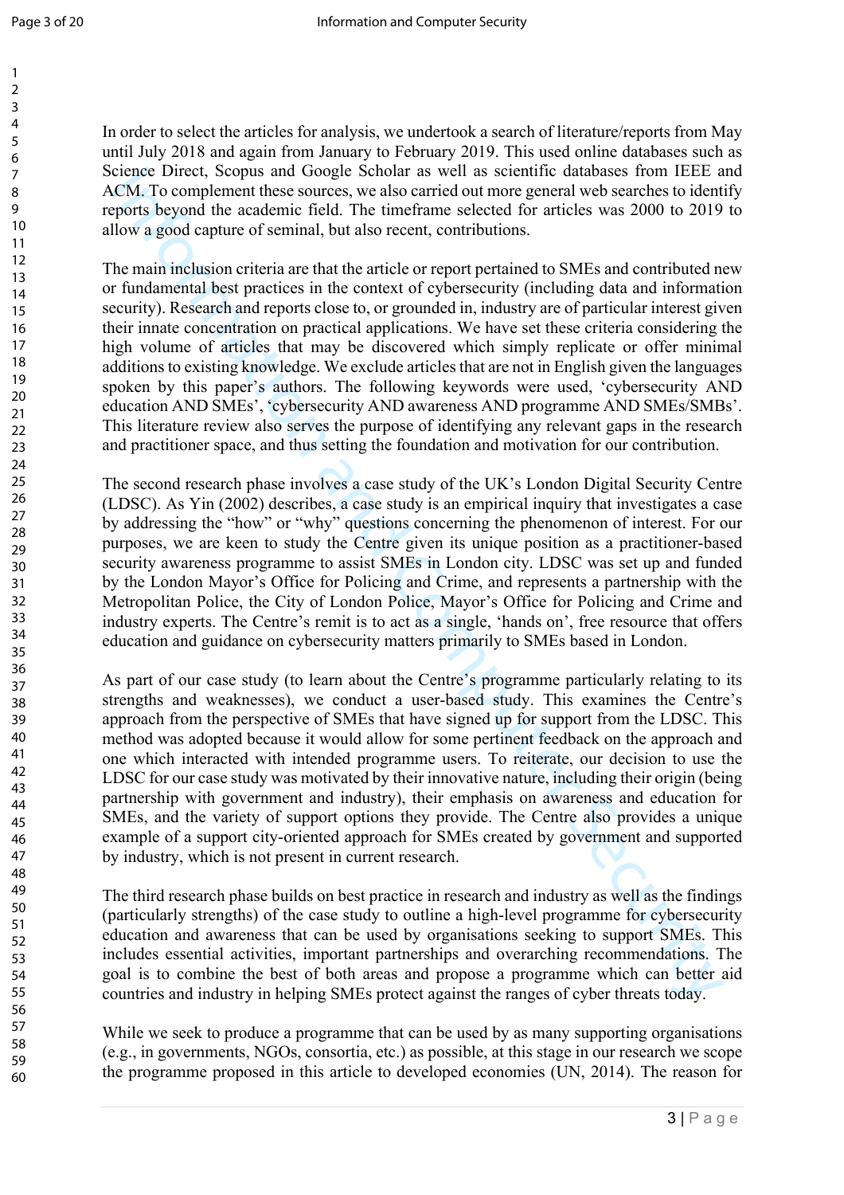In order to select the articles for analysis, we undertook a search of literature/reports from May until July 2018 and again from January to February 2019. This used online databases such as Science Direct, Scopus and Google Scholar as well as scientific databases from IEEE and ACM. To complement these sources, we also carried out more general web searches to identify reports beyond the academic field. The timeframe selected for articles was 2000 to 2019 to allow a good capture of seminal, but also recent, contributions.

The main inclusion criteria are that the article or report pertained to SMEs and contributed new or fundamental best practices in the context of cybersecurity (including data and information security). Research and reports close to, or grounded in, industry are of particular interest given their innate concentration on practical applications. We have set these criteria considering the high volume of articles that may be discovered which simply replicate or offer minimal additions to existing knowledge. We exclude articles that are not in English given the languages spoken by this paper's authors. The following keywords were used, 'cybersecurity AND education AND SMEs', 'cybersecurity AND awareness AND programme AND SMEs/SMBs'. This literature review also serves the purpose of identifying any relevant gaps in the research and practitioner space, and thus setting the foundation and motivation for our contribution.

The second research phase involves a case study of the UK's London Digital Security Centre (LDSC). As Yin (2002) describes, a case study is an empirical inquiry that investigates a case by addressing the "how" or "why" questions concerning the phenomenon of interest. For our purposes, we are keen to study the Centre given its unique position as a practitioner-based security awareness programme to assist SMEs in London city. LDSC was set up and funded by the London Mayor's Office for Policing and Crime, and represents a partnership with the Metropolitan Police, the City of London Police, Mayor's Office for Policing and Crime and industry experts. The Centre's remit is to act as a single, 'hands on', free resource that offers education and guidance on cybersecurity matters primarily to SMEs based in London.

As part of our case study (to learn about the Centre's programme particularly relating to its strengths and weaknesses), we conduct a user-based study. This examines the Centre's approach from the perspective of SMEs that have signed up for support from the LDSC. This method was adopted because it would allow for some pertinent feedback on the approach and one which interacted with intended programme users. To reiterate, our decision to use the LDSC for our case study was motivated by their innovative nature, including their origin (being partnership with government and industry), their emphasis on awareness and education for SMEs, and the variety of support options they provide. The Centre also provides a unique example of a support city-oriented approach for SMEs created by government and supported by industry, which is not present in current research.

The third research phase builds on best practice in research and industry as well as the findings (particularly strengths) of the case study to outline a high-level programme for cybersecurity education and awareness that can be used by organisations seeking to support SMEs. This includes essential activities, important partnerships and overarching recommendations. The goal is to combine the best of both areas and propose a programme which can better aid countries and industry in helping SMEs protect against the ranges of cyber threats today.

While we seek to produce a programme that can be used by as many supporting organisations (e.g., in governments, NGOs, consortia, etc.) as possible, at this stage in our research we scope the programme proposed in this article to developed economies (UN, 2014). The reason for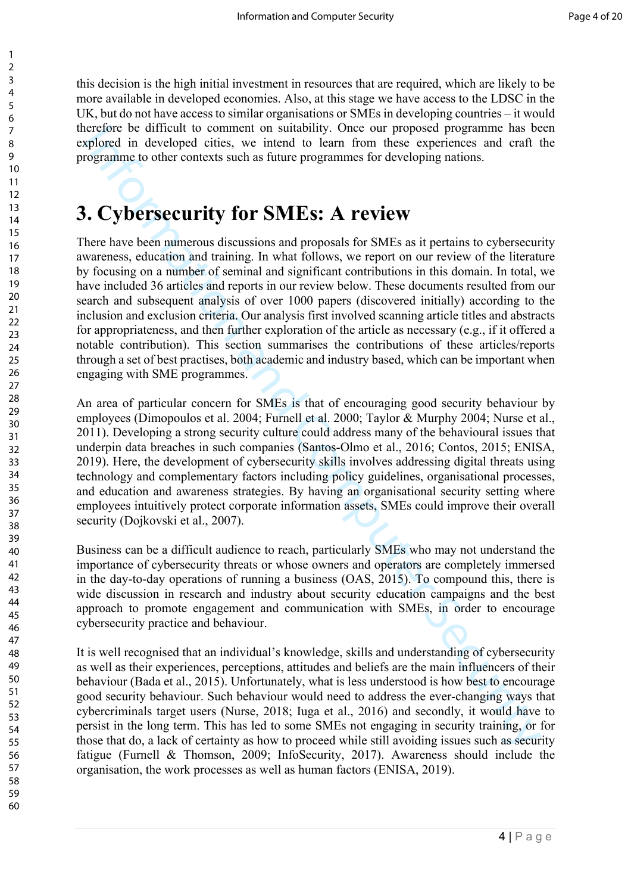this decision is the high initial investment in resources that are required, which are likely to be more available in developed economies. Also, at this stage we have access to the LDSC in the UK, but do not have access to similar organisations or SMEs in developing countries – it would therefore be difficult to comment on suitability. Once our proposed programme has been explored in developed cities, we intend to learn from these experiences and craft the programme to other contexts such as future programmes for developing nations.

# 3. Cybersecurity for SMEs: A review

There have been numerous discussions and proposals for SMEs as it pertains to cybersecurity awareness, education and training. In what follows, we report on our review of the literature by focusing on a number of seminal and significant contributions in this domain. In total, we have included 36 articles and reports in our review below. These documents resulted from our search and subsequent analysis of over 1000 papers (discovered initially) according to the inclusion and exclusion criteria. Our analysis first involved scanning article titles and abstracts for appropriateness, and then further exploration of the article as necessary (e.g., if it offered a notable contribution). This section summarises the contributions of these articles/reports through a set of best practises, both academic and industry based, which can be important when engaging with SME programmes.

An area of particular concern for SMEs is that of encouraging good security behaviour by employees (Dimopoulos et al. 2004; Furnell et al. 2000; Taylor & Murphy 2004; Nurse et al., 2011). Developing a strong security culture could address many of the behavioural issues that underpin data breaches in such companies (Santos-Olmo et al., 2016; Contos, 2015; ENISA, 2019). Here, the development of cybersecurity skills involves addressing digital threats using technology and complementary factors including policy guidelines, organisational processes, and education and awareness strategies. By having an organisational security setting where employees intuitively protect corporate information assets, SMEs could improve their overall security (Dojkovski et al., 2007).

Business can be a difficult audience to reach, particularly SMEs who may not understand the importance of cybersecurity threats or whose owners and operators are completely immersed in the day-to-day operations of running a business (OAS, 2015). To compound this, there is wide discussion in research and industry about security education campaigns and the best approach to promote engagement and communication with SMEs, in order to encourage cybersecurity practice and behaviour.

It is well recognised that an individual's knowledge, skills and understanding of cybersecurity as well as their experiences, perceptions, attitudes and beliefs are the main influencers of their behaviour (Bada et al., 2015). Unfortunately, what is less understood is how best to encourage good security behaviour. Such behaviour would need to address the ever-changing ways that cybercriminals target users (Nurse, 2018; Iuga et al., 2016) and secondly, it would have to persist in the long term. This has led to some SMEs not engaging in security training, or for those that do, a lack of certainty as how to proceed while still avoiding issues such as security fatigue (Furnell & Thomson, 2009; InfoSecurity, 2017). Awareness should include the organisation, the work processes as well as human factors (ENISA, 2019).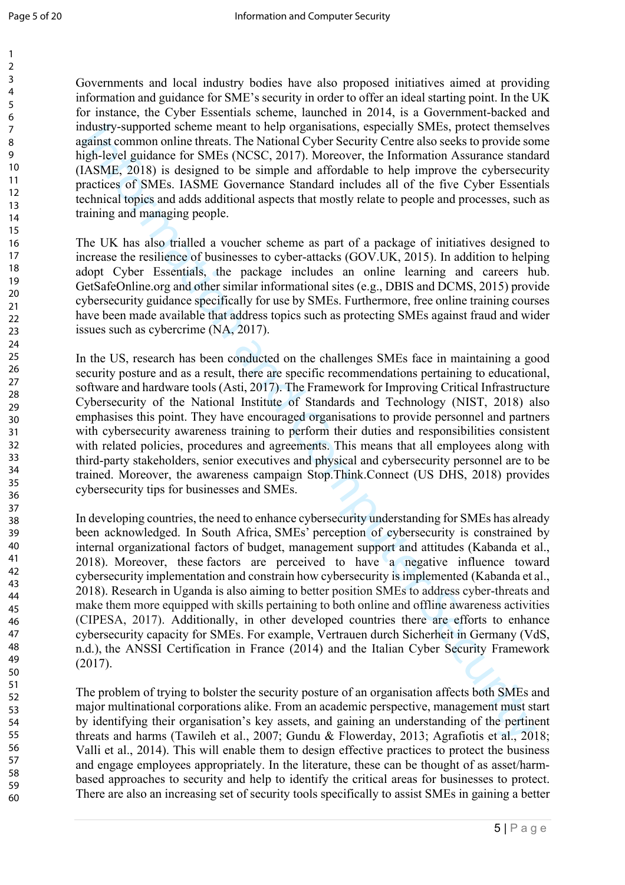Governments and local industry bodies have also proposed initiatives aimed at providing information and guidance for SME's security in order to offer an ideal starting point. In the UK for instance, the Cyber Essentials scheme, launched in 2014, is a Government-backed and industry-supported scheme meant to help organisations, especially SMEs, protect themselves against common online threats. The National Cyber Security Centre also seeks to provide some high-level guidance for SMEs (NCSC, 2017). Moreover, the Information Assurance standard (IASME, 2018) is designed to be simple and affordable to help improve the cybersecurity practices of SMEs. IASME Governance Standard includes all of the five Cyber Essentials technical topics and adds additional aspects that mostly relate to people and processes, such as training and managing people.

The UK has also trialled a voucher scheme as part of a package of initiatives designed to increase the resilience of businesses to cyber-attacks (GOV.UK, 2015). In addition to helping adopt Cyber Essentials, the package includes an online learning and careers hub. GetSafeOnline.org and other similar informational sites (e.g., DBIS and DCMS, 2015) provide cybersecurity guidance specifically for use by SMEs. Furthermore, free online training courses have been made available that address topics such as protecting SMEs against fraud and wider issues such as cybercrime (NA, 2017).

In the US, research has been conducted on the challenges SMEs face in maintaining a good security posture and as a result, there are specific recommendations pertaining to educational, software and hardware tools (Asti, 2017). The Framework for Improving Critical Infrastructure Cybersecurity of the National Institute of Standards and Technology (NIST, 2018) also emphasises this point. They have encouraged organisations to provide personnel and partners with cybersecurity awareness training to perform their duties and responsibilities consistent with related policies, procedures and agreements. This means that all employees along with third-party stakeholders, senior executives and physical and cybersecurity personnel are to be trained. Moreover, the awareness campaign Stop.Think.Connect (US DHS, 2018) provides cybersecurity tips for businesses and SMEs.

In developing countries, the need to enhance cybersecurity understanding for SMEs has already been acknowledged. In South Africa, SMEs' perception of cybersecurity is constrained by internal organizational factors of budget, management support and attitudes (Kabanda et al., 2018). Moreover, these factors are perceived to have a negative influence toward cybersecurity implementation and constrain how cybersecurity is implemented (Kabanda et al., 2018). Research in Uganda is also aiming to better position SMEs to address cyber-threats and make them more equipped with skills pertaining to both online and offline awareness activities (CIPESA, 2017). Additionally, in other developed countries there are efforts to enhance cybersecurity capacity for SMEs. For example, Vertrauen durch Sicherheit in Germany (VdS, n.d.), the ANSSI Certification in France (2014) and the Italian Cyber Security Framework (2017).

The problem of trying to bolster the security posture of an organisation affects both SMEs and major multinational corporations alike. From an academic perspective, management must start by identifying their organisation's key assets, and gaining an understanding of the pertinent threats and harms (Tawileh et al., 2007; Gundu & Flowerday, 2013; Agrafiotis et al., 2018; Valli et al., 2014). This will enable them to design effective practices to protect the business and engage employees appropriately. In the literature, these can be thought of as asset/harm-based approaches to security and help to identify the critical areas for businesses to protect. There are also an increasing set of security tools specifically to assist SMEs in gaining a better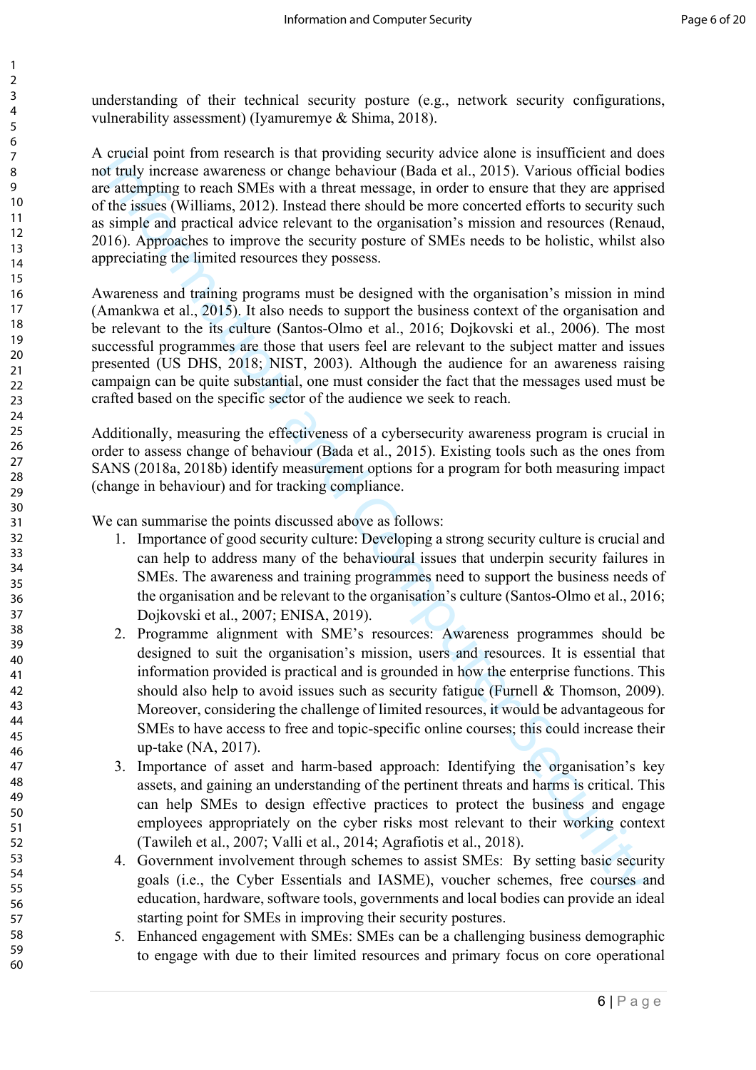understanding of their technical security posture (e.g., network security configurations, vulnerability assessment) (Iyamuremye & Shima, 2018).

A crucial point from research is that providing security advice alone is insufficient and does not truly increase awareness or change behaviour (Bada et al., 2015). Various official bodies are attempting to reach SMEs with a threat message, in order to ensure that they are apprised of the issues (Williams, 2012). Instead there should be more concerted efforts to security such as simple and practical advice relevant to the organisation's mission and resources (Renaud, 2016). Approaches to improve the security posture of SMEs needs to be holistic, whilst also appreciating the limited resources they possess.

Awareness and training programs must be designed with the organisation's mission in mind (Amankwa et al., 2015). It also needs to support the business context of the organisation and be relevant to the its culture (Santos-Olmo et al., 2016; Dojkovski et al., 2006). The most successful programmes are those that users feel are relevant to the subject matter and issues presented (US DHS, 2018; NIST, 2003). Although the audience for an awareness raising campaign can be quite substantial, one must consider the fact that the messages used must be crafted based on the specific sector of the audience we seek to reach.

Additionally, measuring the effectiveness of a cybersecurity awareness program is crucial in order to assess change of behaviour (Bada et al., 2015). Existing tools such as the ones from SANS (2018a, 2018b) identify measurement options for a program for both measuring impact (change in behaviour) and for tracking compliance.

We can summarise the points discussed above as follows:

1. Importance of good security culture: Developing a strong security culture is crucial and can help to address many of the behavioural issues that underpin security failures in SMEs. The awareness and training programmes need to support the business needs of the organisation and be relevant to the organisation's culture (Santos-Olmo et al., 2016; Dojkovski et al., 2007; ENISA, 2019).
2. Programme alignment with SME's resources: Awareness programmes should be designed to suit the organisation's mission, users and resources. It is essential that information provided is practical and is grounded in how the enterprise functions. This should also help to avoid issues such as security fatigue (Furnell & Thomson, 2009). Moreover, considering the challenge of limited resources, it would be advantageous for SMEs to have access to free and topic-specific online courses; this could increase their up-take (NA, 2017).
3. Importance of asset and harm-based approach: Identifying the organisation's key assets, and gaining an understanding of the pertinent threats and harms is critical. This can help SMEs to design effective practices to protect the business and engage employees appropriately on the cyber risks most relevant to their working context (Tawileh et al., 2007; Valli et al., 2014; Agrafiotis et al., 2018).
4. Government involvement through schemes to assist SMEs: By setting basic security goals (i.e., the Cyber Essentials and IASME), voucher schemes, free courses and education, hardware, software tools, governments and local bodies can provide an ideal starting point for SMEs in improving their security postures.
5. Enhanced engagement with SMEs: SMEs can be a challenging business demographic to engage with due to their limited resources and primary focus on core operational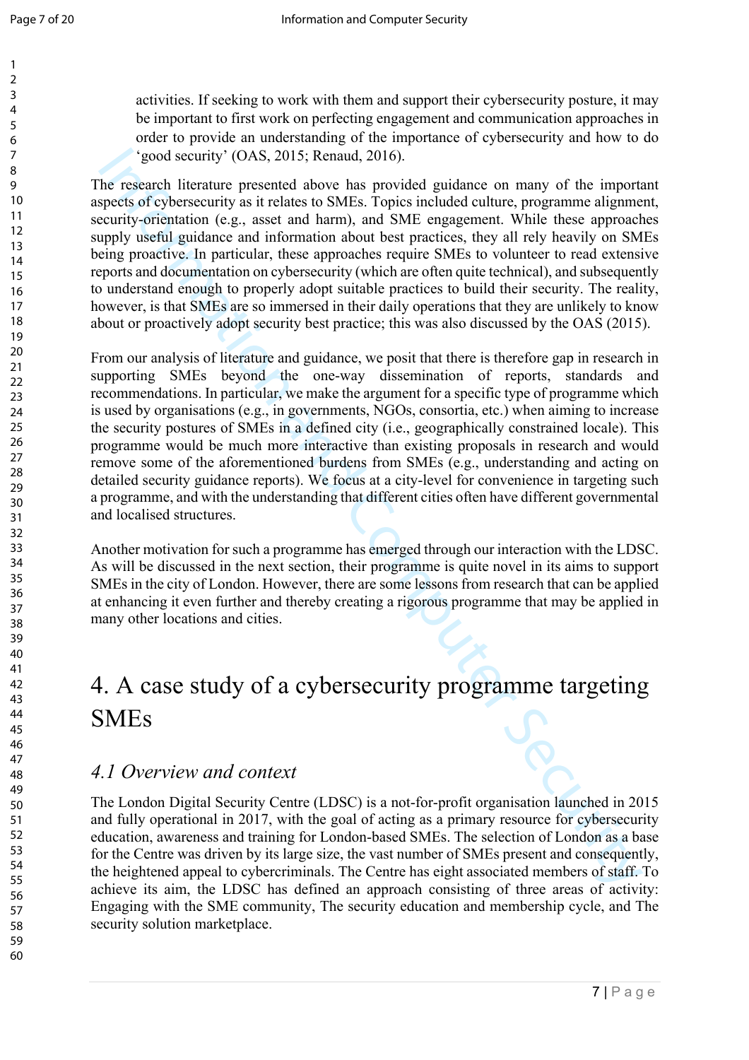activities. If seeking to work with them and support their cybersecurity posture, it may be important to first work on perfecting engagement and communication approaches in order to provide an understanding of the importance of cybersecurity and how to do 'good security' (OAS, 2015; Renaud, 2016).

The research literature presented above has provided guidance on many of the important aspects of cybersecurity as it relates to SMEs. Topics included culture, programme alignment, security-orientation (e.g., asset and harm), and SME engagement. While these approaches supply useful guidance and information about best practices, they all rely heavily on SMEs being proactive. In particular, these approaches require SMEs to volunteer to read extensive reports and documentation on cybersecurity (which are often quite technical), and subsequently to understand enough to properly adopt suitable practices to build their security. The reality, however, is that SMEs are so immersed in their daily operations that they are unlikely to know about or proactively adopt security best practice; this was also discussed by the OAS (2015).

From our analysis of literature and guidance, we posit that there is therefore gap in research in supporting SMEs beyond the one-way dissemination of reports, standards and recommendations. In particular, we make the argument for a specific type of programme which is used by organisations (e.g., in governments, NGOs, consortia, etc.) when aiming to increase the security postures of SMEs in a defined city (i.e., geographically constrained locale). This programme would be much more interactive than existing proposals in research and would remove some of the aforementioned burdens from SMEs (e.g., understanding and acting on detailed security guidance reports). We focus at a city-level for convenience in targeting such a programme, and with the understanding that different cities often have different governmental and localised structures.

Another motivation for such a programme has emerged through our interaction with the LDSC. As will be discussed in the next section, their programme is quite novel in its aims to support SMEs in the city of London. However, there are some lessons from research that can be applied at enhancing it even further and thereby creating a rigorous programme that may be applied in many other locations and cities.

# 4. A case study of a cybersecurity programme targeting SMEs

## *4.1 Overview and context*

The London Digital Security Centre (LDSC) is a not-for-profit organisation launched in 2015 and fully operational in 2017, with the goal of acting as a primary resource for cybersecurity education, awareness and training for London-based SMEs. The selection of London as a base for the Centre was driven by its large size, the vast number of SMEs present and consequently, the heightened appeal to cybercriminals. The Centre has eight associated members of staff. To achieve its aim, the LDSC has defined an approach consisting of three areas of activity: Engaging with the SME community, The security education and membership cycle, and The security solution marketplace.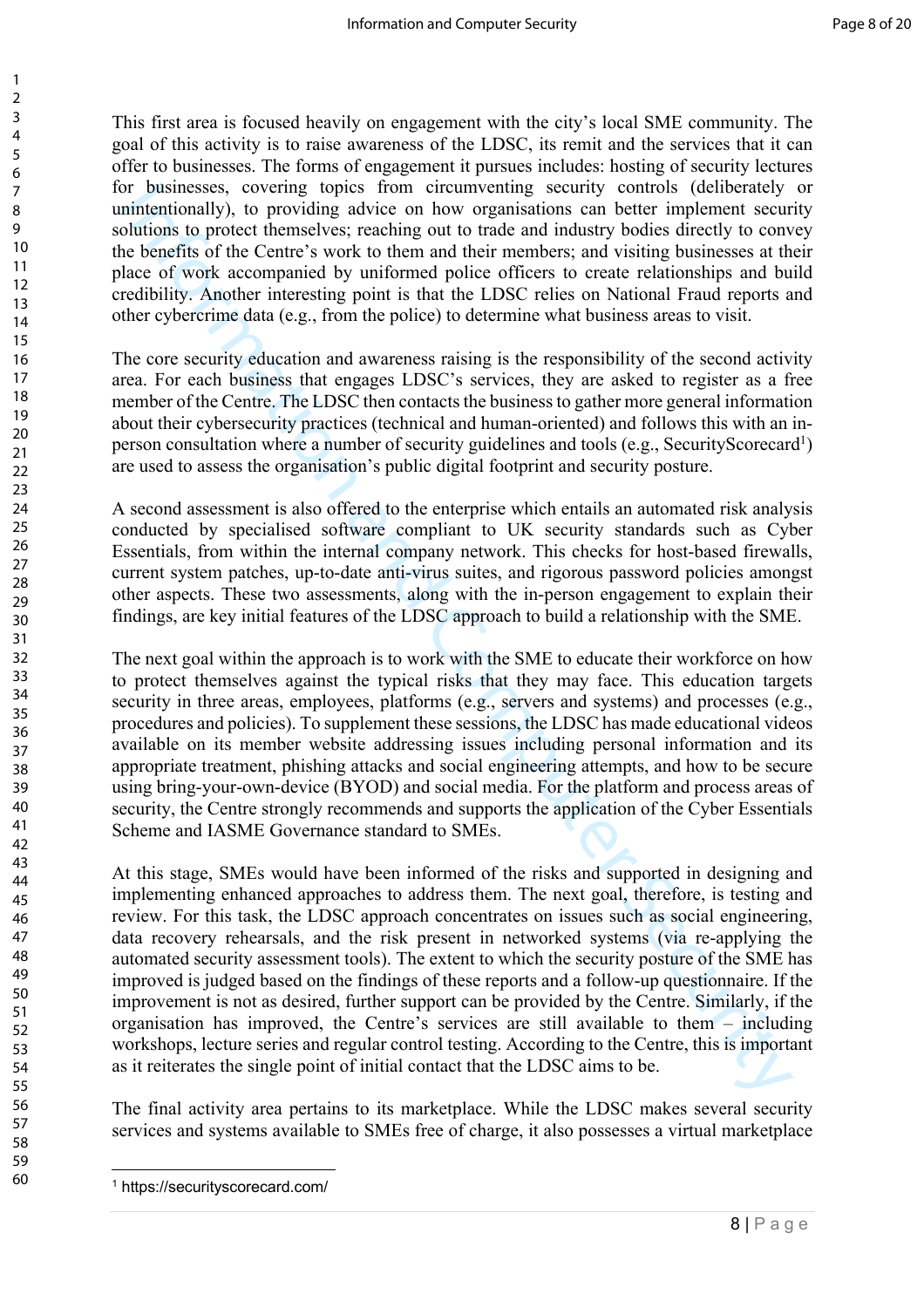This first area is focused heavily on engagement with the city's local SME community. The goal of this activity is to raise awareness of the LDSC, its remit and the services that it can offer to businesses. The forms of engagement it pursues includes: hosting of security lectures for businesses, covering topics from circumventing security controls (deliberately or unintentionally), to providing advice on how organisations can better implement security solutions to protect themselves; reaching out to trade and industry bodies directly to convey the benefits of the Centre's work to them and their members; and visiting businesses at their place of work accompanied by uniformed police officers to create relationships and build credibility. Another interesting point is that the LDSC relies on National Fraud reports and other cybercrime data (e.g., from the police) to determine what business areas to visit.

The core security education and awareness raising is the responsibility of the second activity area. For each business that engages LDSC's services, they are asked to register as a free member of the Centre. The LDSC then contacts the business to gather more general information about their cybersecurity practices (technical and human-oriented) and follows this with an in-person consultation where a number of security guidelines and tools (e.g., SecurityScorecard[1]) are used to assess the organisation's public digital footprint and security posture.

A second assessment is also offered to the enterprise which entails an automated risk analysis conducted by specialised software compliant to UK security standards such as Cyber Essentials, from within the internal company network. This checks for host-based firewalls, current system patches, up-to-date anti-virus suites, and rigorous password policies amongst other aspects. These two assessments, along with the in-person engagement to explain their findings, are key initial features of the LDSC approach to build a relationship with the SME.

The next goal within the approach is to work with the SME to educate their workforce on how to protect themselves against the typical risks that they may face. This education targets security in three areas, employees, platforms (e.g., servers and systems) and processes (e.g., procedures and policies). To supplement these sessions, the LDSC has made educational videos available on its member website addressing issues including personal information and its appropriate treatment, phishing attacks and social engineering attempts, and how to be secure using bring-your-own-device (BYOD) and social media. For the platform and process areas of security, the Centre strongly recommends and supports the application of the Cyber Essentials Scheme and IASME Governance standard to SMEs.

At this stage, SMEs would have been informed of the risks and supported in designing and implementing enhanced approaches to address them. The next goal, therefore, is testing and review. For this task, the LDSC approach concentrates on issues such as social engineering, data recovery rehearsals, and the risk present in networked systems (via re-applying the automated security assessment tools). The extent to which the security posture of the SME has improved is judged based on the findings of these reports and a follow-up questionnaire. If the improvement is not as desired, further support can be provided by the Centre. Similarly, if the organisation has improved, the Centre's services are still available to them – including workshops, lecture series and regular control testing. According to the Centre, this is important as it reiterates the single point of initial contact that the LDSC aims to be.

The final activity area pertains to its marketplace. While the LDSC makes several security services and systems available to SMEs free of charge, it also possesses a virtual marketplace

[1] https://securityscorecard.com/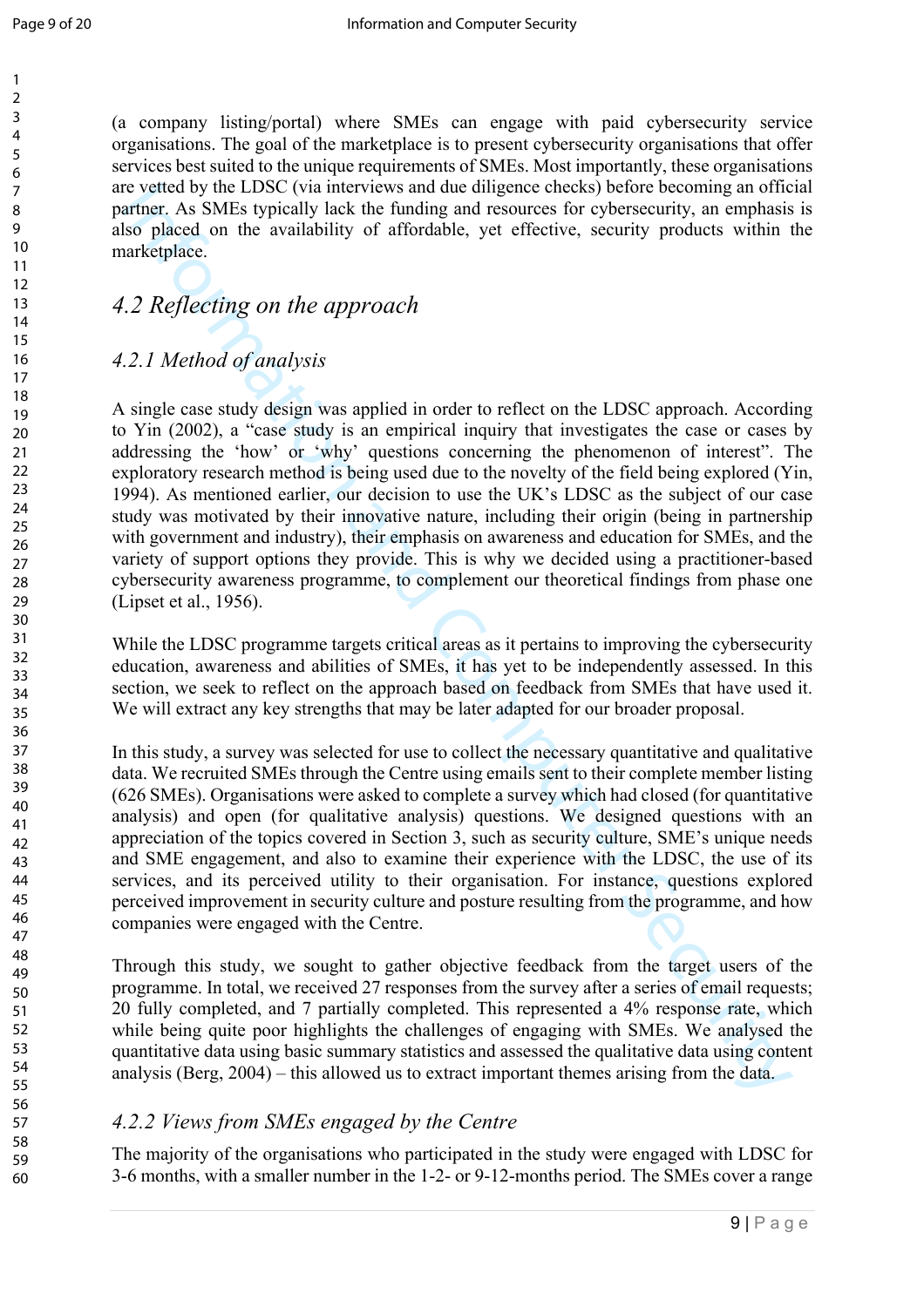(a company listing/portal) where SMEs can engage with paid cybersecurity service organisations. The goal of the marketplace is to present cybersecurity organisations that offer services best suited to the unique requirements of SMEs. Most importantly, these organisations are vetted by the LDSC (via interviews and due diligence checks) before becoming an official partner. As SMEs typically lack the funding and resources for cybersecurity, an emphasis is also placed on the availability of affordable, yet effective, security products within the marketplace.

## *4.2 Reflecting on the approach*

### *4.2.1 Method of analysis*

A single case study design was applied in order to reflect on the LDSC approach. According to Yin (2002), a "case study is an empirical inquiry that investigates the case or cases by addressing the 'how' or 'why' questions concerning the phenomenon of interest". The exploratory research method is being used due to the novelty of the field being explored (Yin, 1994). As mentioned earlier, our decision to use the UK's LDSC as the subject of our case study was motivated by their innovative nature, including their origin (being in partnership with government and industry), their emphasis on awareness and education for SMEs, and the variety of support options they provide. This is why we decided using a practitioner-based cybersecurity awareness programme, to complement our theoretical findings from phase one (Lipset et al., 1956).

While the LDSC programme targets critical areas as it pertains to improving the cybersecurity education, awareness and abilities of SMEs, it has yet to be independently assessed. In this section, we seek to reflect on the approach based on feedback from SMEs that have used it. We will extract any key strengths that may be later adapted for our broader proposal.

In this study, a survey was selected for use to collect the necessary quantitative and qualitative data. We recruited SMEs through the Centre using emails sent to their complete member listing (626 SMEs). Organisations were asked to complete a survey which had closed (for quantitative analysis) and open (for qualitative analysis) questions. We designed questions with an appreciation of the topics covered in Section 3, such as security culture, SME's unique needs and SME engagement, and also to examine their experience with the LDSC, the use of its services, and its perceived utility to their organisation. For instance, questions explored perceived improvement in security culture and posture resulting from the programme, and how companies were engaged with the Centre.

Through this study, we sought to gather objective feedback from the target users of the programme. In total, we received 27 responses from the survey after a series of email requests; 20 fully completed, and 7 partially completed. This represented a 4% response rate, which while being quite poor highlights the challenges of engaging with SMEs. We analysed the quantitative data using basic summary statistics and assessed the qualitative data using content analysis (Berg, 2004) – this allowed us to extract important themes arising from the data.

### *4.2.2 Views from SMEs engaged by the Centre*

The majority of the organisations who participated in the study were engaged with LDSC for 3-6 months, with a smaller number in the 1-2- or 9-12-months period. The SMEs cover a range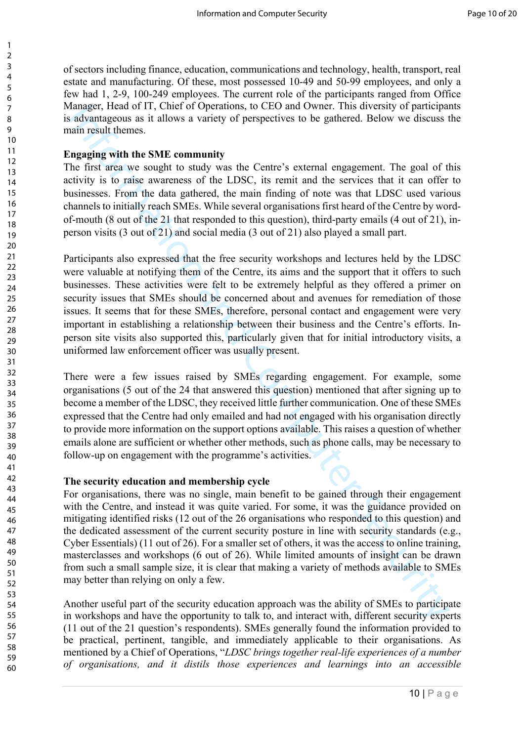of sectors including finance, education, communications and technology, health, transport, real estate and manufacturing. Of these, most possessed 10-49 and 50-99 employees, and only a few had 1, 2-9, 100-249 employees. The current role of the participants ranged from Office Manager, Head of IT, Chief of Operations, to CEO and Owner. This diversity of participants is advantageous as it allows a variety of perspectives to be gathered. Below we discuss the main result themes.

**Engaging with the SME community**

The first area we sought to study was the Centre's external engagement. The goal of this activity is to raise awareness of the LDSC, its remit and the services that it can offer to businesses. From the data gathered, the main finding of note was that LDSC used various channels to initially reach SMEs. While several organisations first heard of the Centre by word-of-mouth (8 out of the 21 that responded to this question), third-party emails (4 out of 21), in-person visits (3 out of 21) and social media (3 out of 21) also played a small part.

Participants also expressed that the free security workshops and lectures held by the LDSC were valuable at notifying them of the Centre, its aims and the support that it offers to such businesses. These activities were felt to be extremely helpful as they offered a primer on security issues that SMEs should be concerned about and avenues for remediation of those issues. It seems that for these SMEs, therefore, personal contact and engagement were very important in establishing a relationship between their business and the Centre's efforts. In-person site visits also supported this, particularly given that for initial introductory visits, a uniformed law enforcement officer was usually present.

There were a few issues raised by SMEs regarding engagement. For example, some organisations (5 out of the 24 that answered this question) mentioned that after signing up to become a member of the LDSC, they received little further communication. One of these SMEs expressed that the Centre had only emailed and had not engaged with his organisation directly to provide more information on the support options available. This raises a question of whether emails alone are sufficient or whether other methods, such as phone calls, may be necessary to follow-up on engagement with the programme's activities.

**The security education and membership cycle**

For organisations, there was no single, main benefit to be gained through their engagement with the Centre, and instead it was quite varied. For some, it was the guidance provided on mitigating identified risks (12 out of the 26 organisations who responded to this question) and the dedicated assessment of the current security posture in line with security standards (e.g., Cyber Essentials) (11 out of 26). For a smaller set of others, it was the access to online training, masterclasses and workshops (6 out of 26). While limited amounts of insight can be drawn from such a small sample size, it is clear that making a variety of methods available to SMEs may better than relying on only a few.

Another useful part of the security education approach was the ability of SMEs to participate in workshops and have the opportunity to talk to, and interact with, different security experts (11 out of the 21 question's respondents). SMEs generally found the information provided to be practical, pertinent, tangible, and immediately applicable to their organisations. As mentioned by a Chief of Operations, "*LDSC brings together real-life experiences of a number of organisations, and it distils those experiences and learnings into an accessible*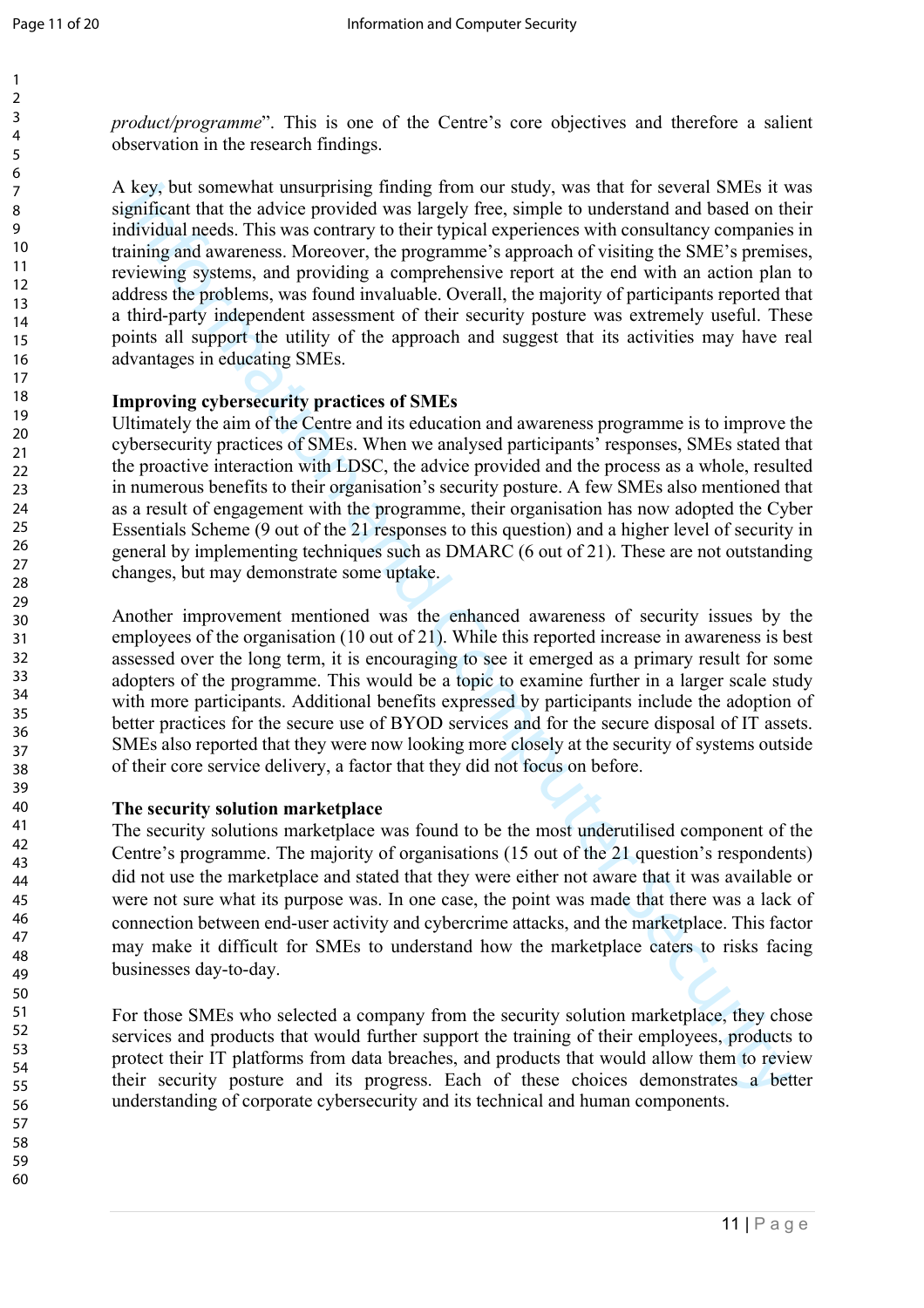*product/programme*". This is one of the Centre's core objectives and therefore a salient observation in the research findings.

A key, but somewhat unsurprising finding from our study, was that for several SMEs it was significant that the advice provided was largely free, simple to understand and based on their individual needs. This was contrary to their typical experiences with consultancy companies in training and awareness. Moreover, the programme's approach of visiting the SME's premises, reviewing systems, and providing a comprehensive report at the end with an action plan to address the problems, was found invaluable. Overall, the majority of participants reported that a third-party independent assessment of their security posture was extremely useful. These points all support the utility of the approach and suggest that its activities may have real advantages in educating SMEs.

**Improving cybersecurity practices of SMEs**

Ultimately the aim of the Centre and its education and awareness programme is to improve the cybersecurity practices of SMEs. When we analysed participants' responses, SMEs stated that the proactive interaction with LDSC, the advice provided and the process as a whole, resulted in numerous benefits to their organisation's security posture. A few SMEs also mentioned that as a result of engagement with the programme, their organisation has now adopted the Cyber Essentials Scheme (9 out of the 21 responses to this question) and a higher level of security in general by implementing techniques such as DMARC (6 out of 21). These are not outstanding changes, but may demonstrate some uptake.

Another improvement mentioned was the enhanced awareness of security issues by the employees of the organisation (10 out of 21). While this reported increase in awareness is best assessed over the long term, it is encouraging to see it emerged as a primary result for some adopters of the programme. This would be a topic to examine further in a larger scale study with more participants. Additional benefits expressed by participants include the adoption of better practices for the secure use of BYOD services and for the secure disposal of IT assets. SMEs also reported that they were now looking more closely at the security of systems outside of their core service delivery, a factor that they did not focus on before.

**The security solution marketplace**

The security solutions marketplace was found to be the most underutilised component of the Centre's programme. The majority of organisations (15 out of the 21 question's respondents) did not use the marketplace and stated that they were either not aware that it was available or were not sure what its purpose was. In one case, the point was made that there was a lack of connection between end-user activity and cybercrime attacks, and the marketplace. This factor may make it difficult for SMEs to understand how the marketplace caters to risks facing businesses day-to-day.

For those SMEs who selected a company from the security solution marketplace, they chose services and products that would further support the training of their employees, products to protect their IT platforms from data breaches, and products that would allow them to review their security posture and its progress. Each of these choices demonstrates a better understanding of corporate cybersecurity and its technical and human components.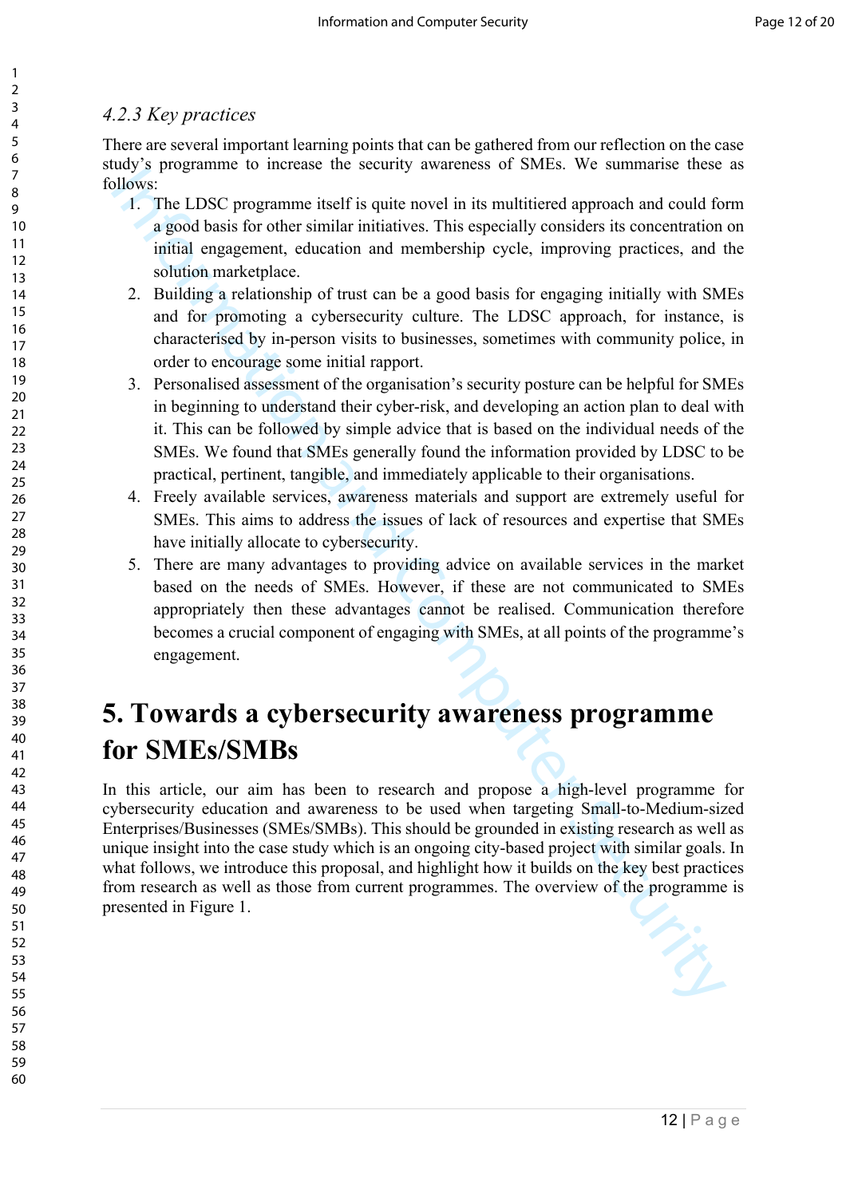### 4.2.3 Key practices

There are several important learning points that can be gathered from our reflection on the case study's programme to increase the security awareness of SMEs. We summarise these as follows:

1. The LDSC programme itself is quite novel in its multitiered approach and could form a good basis for other similar initiatives. This especially considers its concentration on initial engagement, education and membership cycle, improving practices, and the solution marketplace.
2. Building a relationship of trust can be a good basis for engaging initially with SMEs and for promoting a cybersecurity culture. The LDSC approach, for instance, is characterised by in-person visits to businesses, sometimes with community police, in order to encourage some initial rapport.
3. Personalised assessment of the organisation's security posture can be helpful for SMEs in beginning to understand their cyber-risk, and developing an action plan to deal with it. This can be followed by simple advice that is based on the individual needs of the SMEs. We found that SMEs generally found the information provided by LDSC to be practical, pertinent, tangible, and immediately applicable to their organisations.
4. Freely available services, awareness materials and support are extremely useful for SMEs. This aims to address the issues of lack of resources and expertise that SMEs have initially allocate to cybersecurity.
5. There are many advantages to providing advice on available services in the market based on the needs of SMEs. However, if these are not communicated to SMEs appropriately then these advantages cannot be realised. Communication therefore becomes a crucial component of engaging with SMEs, at all points of the programme's engagement.

# 5. Towards a cybersecurity awareness programme for SMEs/SMBs

In this article, our aim has been to research and propose a high-level programme for cybersecurity education and awareness to be used when targeting Small-to-Medium-sized Enterprises/Businesses (SMEs/SMBs). This should be grounded in existing research as well as unique insight into the case study which is an ongoing city-based project with similar goals. In what follows, we introduce this proposal, and highlight how it builds on the key best practices from research as well as those from current programmes. The overview of the programme is presented in Figure 1.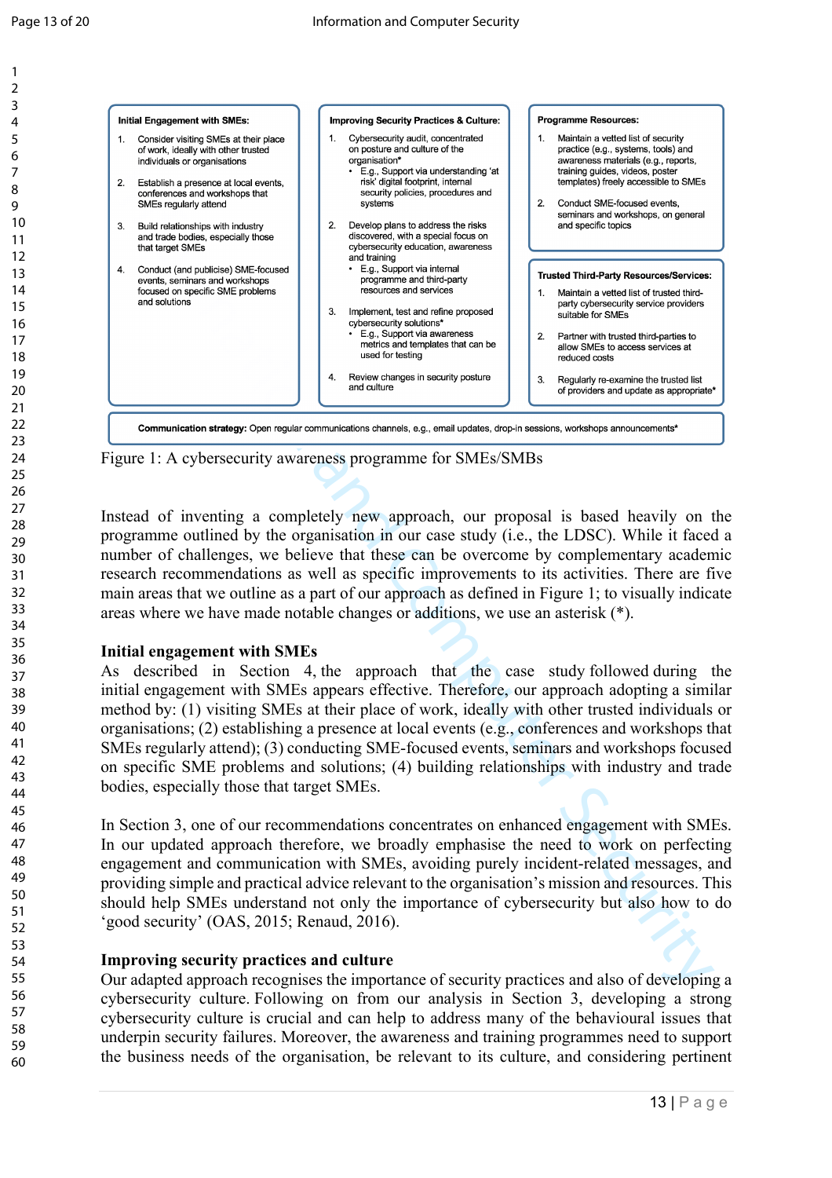**Initial Engagement with SMEs:**

1. Consider visiting SMEs at their place of work, ideally with other trusted individuals or organisations
2. Establish a presence at local events, conferences and workshops that SMEs regularly attend
3. Build relationships with industry and trade bodies, especially those that target SMEs
4. Conduct (and publicise) SME-focused events, seminars and workshops focused on specific SME problems and solutions

**Improving Security Practices & Culture:**

1. Cybersecurity audit, concentrated on posture and culture of the organisation*
   - E.g., Support via understanding 'at risk' digital footprint, internal security policies, procedures and systems
2. Develop plans to address the risks discovered, with a special focus on cybersecurity education, awareness and training
   - E.g., Support via internal programme and third-party resources and services
3. Implement, test and refine proposed cybersecurity solutions*
   - E.g., Support via awareness metrics and templates that can be used for testing
4. Review changes in security posture and culture

**Programme Resources:**

1. Maintain a vetted list of security practice (e.g., systems, tools) and awareness materials (e.g., reports, training guides, videos, poster templates) freely accessible to SMEs
2. Conduct SME-focused events, seminars and workshops, on general and specific topics

**Trusted Third-Party Resources/Services:**

1. Maintain a vetted list of trusted third-party cybersecurity service providers suitable for SMEs
2. Partner with trusted third-parties to allow SMEs to access services at reduced costs
3. Regularly re-examine the trusted list of providers and update as appropriate*

**Communication strategy:** Open regular communications channels, e.g., email updates, drop-in sessions, workshops announcements*

Figure 1: A cybersecurity awareness programme for SMEs/SMBs

Instead of inventing a completely new approach, our proposal is based heavily on the programme outlined by the organisation in our case study (i.e., the LDSC). While it faced a number of challenges, we believe that these can be overcome by complementary academic research recommendations as well as specific improvements to its activities. There are five main areas that we outline as a part of our approach as defined in Figure 1; to visually indicate areas where we have made notable changes or additions, we use an asterisk (*).

### Initial engagement with SMEs

As described in Section 4, the approach that the case study followed during the initial engagement with SMEs appears effective. Therefore, our approach adopting a similar method by: (1) visiting SMEs at their place of work, ideally with other trusted individuals or organisations; (2) establishing a presence at local events (e.g., conferences and workshops that SMEs regularly attend); (3) conducting SME-focused events, seminars and workshops focused on specific SME problems and solutions; (4) building relationships with industry and trade bodies, especially those that target SMEs.

In Section 3, one of our recommendations concentrates on enhanced engagement with SMEs. In our updated approach therefore, we broadly emphasise the need to work on perfecting engagement and communication with SMEs, avoiding purely incident-related messages, and providing simple and practical advice relevant to the organisation's mission and resources. This should help SMEs understand not only the importance of cybersecurity but also how to do 'good security' (OAS, 2015; Renaud, 2016).

### Improving security practices and culture

Our adapted approach recognises the importance of security practices and also of developing a cybersecurity culture. Following on from our analysis in Section 3, developing a strong cybersecurity culture is crucial and can help to address many of the behavioural issues that underpin security failures. Moreover, the awareness and training programmes need to support the business needs of the organisation, be relevant to its culture, and considering pertinent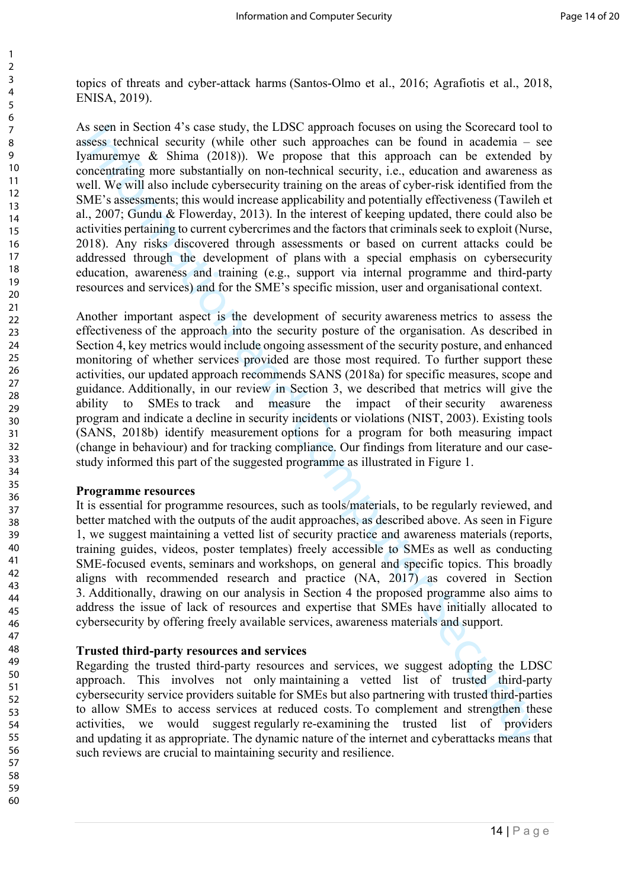topics of threats and cyber-attack harms (Santos-Olmo et al., 2016; Agrafiotis et al., 2018, ENISA, 2019).

As seen in Section 4's case study, the LDSC approach focuses on using the Scorecard tool to assess technical security (while other such approaches can be found in academia – see Iyamuremye & Shima (2018)). We propose that this approach can be extended by concentrating more substantially on non-technical security, i.e., education and awareness as well. We will also include cybersecurity training on the areas of cyber-risk identified from the SME's assessments; this would increase applicability and potentially effectiveness (Tawileh et al., 2007; Gundu & Flowerday, 2013). In the interest of keeping updated, there could also be activities pertaining to current cybercrimes and the factors that criminals seek to exploit (Nurse, 2018). Any risks discovered through assessments or based on current attacks could be addressed through the development of plans with a special emphasis on cybersecurity education, awareness and training (e.g., support via internal programme and third-party resources and services) and for the SME's specific mission, user and organisational context.

Another important aspect is the development of security awareness metrics to assess the effectiveness of the approach into the security posture of the organisation. As described in Section 4, key metrics would include ongoing assessment of the security posture, and enhanced monitoring of whether services provided are those most required. To further support these activities, our updated approach recommends SANS (2018a) for specific measures, scope and guidance. Additionally, in our review in Section 3, we described that metrics will give the ability to SMEs to track and measure the impact of their security awareness program and indicate a decline in security incidents or violations (NIST, 2003). Existing tools (SANS, 2018b) identify measurement options for a program for both measuring impact (change in behaviour) and for tracking compliance. Our findings from literature and our case-study informed this part of the suggested programme as illustrated in Figure 1.

**Programme resources**

It is essential for programme resources, such as tools/materials, to be regularly reviewed, and better matched with the outputs of the audit approaches, as described above. As seen in Figure 1, we suggest maintaining a vetted list of security practice and awareness materials (reports, training guides, videos, poster templates) freely accessible to SMEs as well as conducting SME-focused events, seminars and workshops, on general and specific topics. This broadly aligns with recommended research and practice (NA, 2017) as covered in Section 3. Additionally, drawing on our analysis in Section 4 the proposed programme also aims to address the issue of lack of resources and expertise that SMEs have initially allocated to cybersecurity by offering freely available services, awareness materials and support.

**Trusted third-party resources and services**

Regarding the trusted third-party resources and services, we suggest adopting the LDSC approach. This involves not only maintaining a vetted list of trusted third-party cybersecurity service providers suitable for SMEs but also partnering with trusted third-parties to allow SMEs to access services at reduced costs. To complement and strengthen these activities, we would suggest regularly re-examining the trusted list of providers and updating it as appropriate. The dynamic nature of the internet and cyberattacks means that such reviews are crucial to maintaining security and resilience.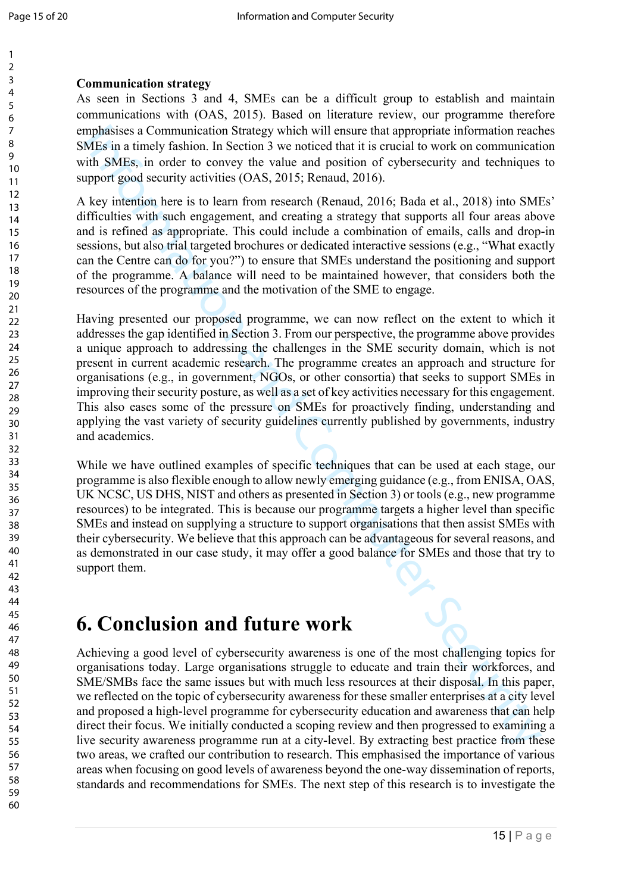**Communication strategy**

As seen in Sections 3 and 4, SMEs can be a difficult group to establish and maintain communications with (OAS, 2015). Based on literature review, our programme therefore emphasises a Communication Strategy which will ensure that appropriate information reaches SMEs in a timely fashion. In Section 3 we noticed that it is crucial to work on communication with SMEs, in order to convey the value and position of cybersecurity and techniques to support good security activities (OAS, 2015; Renaud, 2016).

A key intention here is to learn from research (Renaud, 2016; Bada et al., 2018) into SMEs' difficulties with such engagement, and creating a strategy that supports all four areas above and is refined as appropriate. This could include a combination of emails, calls and drop-in sessions, but also trial targeted brochures or dedicated interactive sessions (e.g., "What exactly can the Centre can do for you?") to ensure that SMEs understand the positioning and support of the programme. A balance will need to be maintained however, that considers both the resources of the programme and the motivation of the SME to engage.

Having presented our proposed programme, we can now reflect on the extent to which it addresses the gap identified in Section 3. From our perspective, the programme above provides a unique approach to addressing the challenges in the SME security domain, which is not present in current academic research. The programme creates an approach and structure for organisations (e.g., in government, NGOs, or other consortia) that seeks to support SMEs in improving their security posture, as well as a set of key activities necessary for this engagement. This also eases some of the pressure on SMEs for proactively finding, understanding and applying the vast variety of security guidelines currently published by governments, industry and academics.

While we have outlined examples of specific techniques that can be used at each stage, our programme is also flexible enough to allow newly emerging guidance (e.g., from ENISA, OAS, UK NCSC, US DHS, NIST and others as presented in Section 3) or tools (e.g., new programme resources) to be integrated. This is because our programme targets a higher level than specific SMEs and instead on supplying a structure to support organisations that then assist SMEs with their cybersecurity. We believe that this approach can be advantageous for several reasons, and as demonstrated in our case study, it may offer a good balance for SMEs and those that try to support them.

# 6. Conclusion and future work

Achieving a good level of cybersecurity awareness is one of the most challenging topics for organisations today. Large organisations struggle to educate and train their workforces, and SME/SMBs face the same issues but with much less resources at their disposal. In this paper, we reflected on the topic of cybersecurity awareness for these smaller enterprises at a city level and proposed a high-level programme for cybersecurity education and awareness that can help direct their focus. We initially conducted a scoping review and then progressed to examining a live security awareness programme run at a city-level. By extracting best practice from these two areas, we crafted our contribution to research. This emphasised the importance of various areas when focusing on good levels of awareness beyond the one-way dissemination of reports, standards and recommendations for SMEs. The next step of this research is to investigate the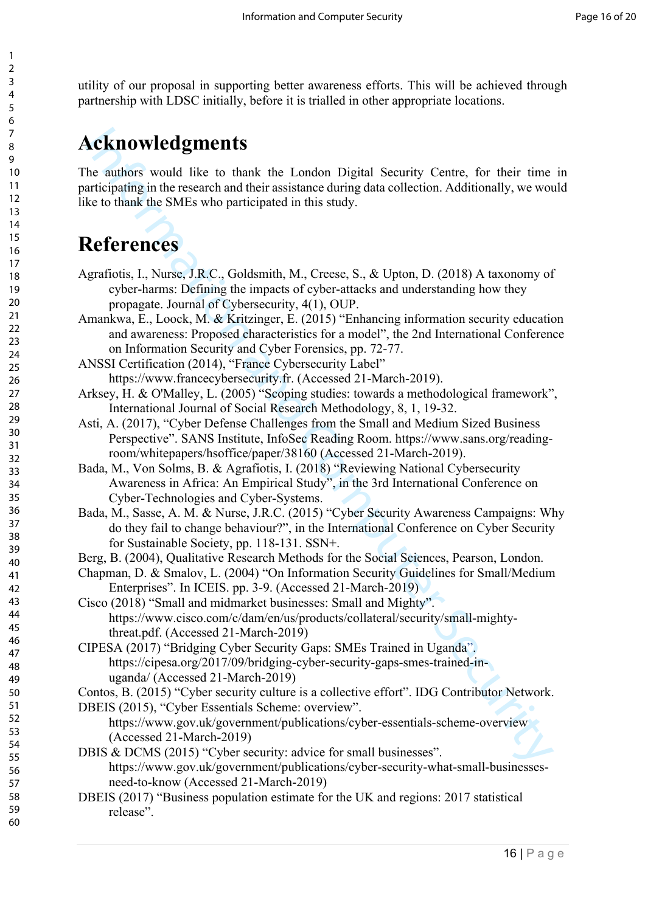utility of our proposal in supporting better awareness efforts. This will be achieved through partnership with LDSC initially, before it is trialled in other appropriate locations.

# Acknowledgments

The authors would like to thank the London Digital Security Centre, for their time in participating in the research and their assistance during data collection. Additionally, we would like to thank the SMEs who participated in this study.

# References

Agrafiotis, I., Nurse, J.R.C., Goldsmith, M., Creese, S., & Upton, D. (2018) A taxonomy of cyber-harms: Defining the impacts of cyber-attacks and understanding how they propagate. Journal of Cybersecurity, 4(1), OUP.

Amankwa, E., Loock, M. & Kritzinger, E. (2015) "Enhancing information security education and awareness: Proposed characteristics for a model", the 2nd International Conference on Information Security and Cyber Forensics, pp. 72-77.

ANSSI Certification (2014), "France Cybersecurity Label" https://www.francecybersecurity.fr. (Accessed 21-March-2019).

Arksey, H. & O'Malley, L. (2005) "Scoping studies: towards a methodological framework", International Journal of Social Research Methodology, 8, 1, 19-32.

Asti, A. (2017), "Cyber Defense Challenges from the Small and Medium Sized Business Perspective". SANS Institute, InfoSec Reading Room. https://www.sans.org/reading-room/whitepapers/hsoffice/paper/38160 (Accessed 21-March-2019).

Bada, M., Von Solms, B. & Agrafiotis, I. (2018) "Reviewing National Cybersecurity Awareness in Africa: An Empirical Study", in the 3rd International Conference on Cyber-Technologies and Cyber-Systems.

Bada, M., Sasse, A. M. & Nurse, J.R.C. (2015) "Cyber Security Awareness Campaigns: Why do they fail to change behaviour?", in the International Conference on Cyber Security for Sustainable Society, pp. 118-131. SSN+.

Berg, B. (2004), Qualitative Research Methods for the Social Sciences, Pearson, London.

Chapman, D. & Smalov, L. (2004) "On Information Security Guidelines for Small/Medium Enterprises". In ICEIS. pp. 3-9. (Accessed 21-March-2019)

Cisco (2018) "Small and midmarket businesses: Small and Mighty". https://www.cisco.com/c/dam/en/us/products/collateral/security/small-mighty-threat.pdf. (Accessed 21-March-2019)

CIPESA (2017) "Bridging Cyber Security Gaps: SMEs Trained in Uganda". https://cipesa.org/2017/09/bridging-cyber-security-gaps-smes-trained-in-uganda/ (Accessed 21-March-2019)

Contos, B. (2015) "Cyber security culture is a collective effort". IDG Contributor Network.

DBEIS (2015), "Cyber Essentials Scheme: overview". https://www.gov.uk/government/publications/cyber-essentials-scheme-overview (Accessed 21-March-2019)

DBIS & DCMS (2015) "Cyber security: advice for small businesses". https://www.gov.uk/government/publications/cyber-security-what-small-businesses-need-to-know (Accessed 21-March-2019)

DBEIS (2017) "Business population estimate for the UK and regions: 2017 statistical release".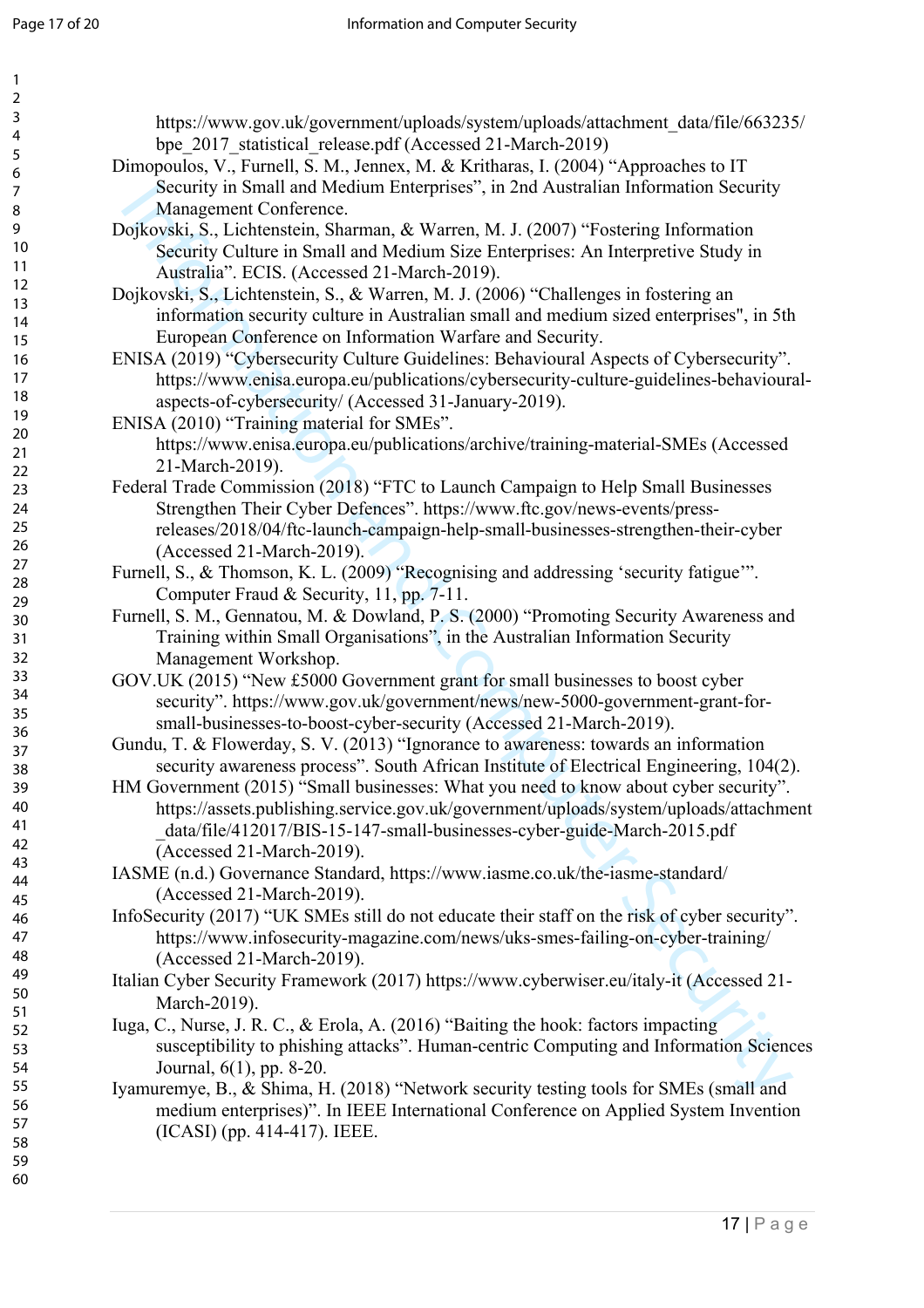https://www.gov.uk/government/uploads/system/uploads/attachment_data/file/663235/bpe_2017_statistical_release.pdf (Accessed 21-March-2019)

Dimopoulos, V., Furnell, S. M., Jennex, M. & Kritharas, I. (2004) "Approaches to IT Security in Small and Medium Enterprises", in 2nd Australian Information Security Management Conference.

Dojkovski, S., Lichtenstein, Sharman, & Warren, M. J. (2007) "Fostering Information Security Culture in Small and Medium Size Enterprises: An Interpretive Study in Australia". ECIS. (Accessed 21-March-2019).

Dojkovski, S., Lichtenstein, S., & Warren, M. J. (2006) "Challenges in fostering an information security culture in Australian small and medium sized enterprises", in 5th European Conference on Information Warfare and Security.

ENISA (2019) "Cybersecurity Culture Guidelines: Behavioural Aspects of Cybersecurity". https://www.enisa.europa.eu/publications/cybersecurity-culture-guidelines-behavioural-aspects-of-cybersecurity/ (Accessed 31-January-2019).

ENISA (2010) "Training material for SMEs". https://www.enisa.europa.eu/publications/archive/training-material-SMEs (Accessed 21-March-2019).

Federal Trade Commission (2018) "FTC to Launch Campaign to Help Small Businesses Strengthen Their Cyber Defences". https://www.ftc.gov/news-events/press-releases/2018/04/ftc-launch-campaign-help-small-businesses-strengthen-their-cyber (Accessed 21-March-2019).

Furnell, S., & Thomson, K. L. (2009) "Recognising and addressing 'security fatigue'". Computer Fraud & Security, 11, pp. 7-11.

Furnell, S. M., Gennatou, M. & Dowland, P. S. (2000) "Promoting Security Awareness and Training within Small Organisations", in the Australian Information Security Management Workshop.

GOV.UK (2015) "New £5000 Government grant for small businesses to boost cyber security". https://www.gov.uk/government/news/new-5000-government-grant-for-small-businesses-to-boost-cyber-security (Accessed 21-March-2019).

Gundu, T. & Flowerday, S. V. (2013) "Ignorance to awareness: towards an information security awareness process". South African Institute of Electrical Engineering, 104(2).

HM Government (2015) "Small businesses: What you need to know about cyber security". https://assets.publishing.service.gov.uk/government/uploads/system/uploads/attachment_data/file/412017/BIS-15-147-small-businesses-cyber-guide-March-2015.pdf (Accessed 21-March-2019).

IASME (n.d.) Governance Standard, https://www.iasme.co.uk/the-iasme-standard/ (Accessed 21-March-2019).

InfoSecurity (2017) "UK SMEs still do not educate their staff on the risk of cyber security". https://www.infosecurity-magazine.com/news/uks-smes-failing-on-cyber-training/ (Accessed 21-March-2019).

Italian Cyber Security Framework (2017) https://www.cyberwiser.eu/italy-it (Accessed 21-March-2019).

Iuga, C., Nurse, J. R. C., & Erola, A. (2016) "Baiting the hook: factors impacting susceptibility to phishing attacks". Human-centric Computing and Information Sciences Journal, 6(1), pp. 8-20.

Iyamuremye, B., & Shima, H. (2018) "Network security testing tools for SMEs (small and medium enterprises)". In IEEE International Conference on Applied System Invention (ICASI) (pp. 414-417). IEEE.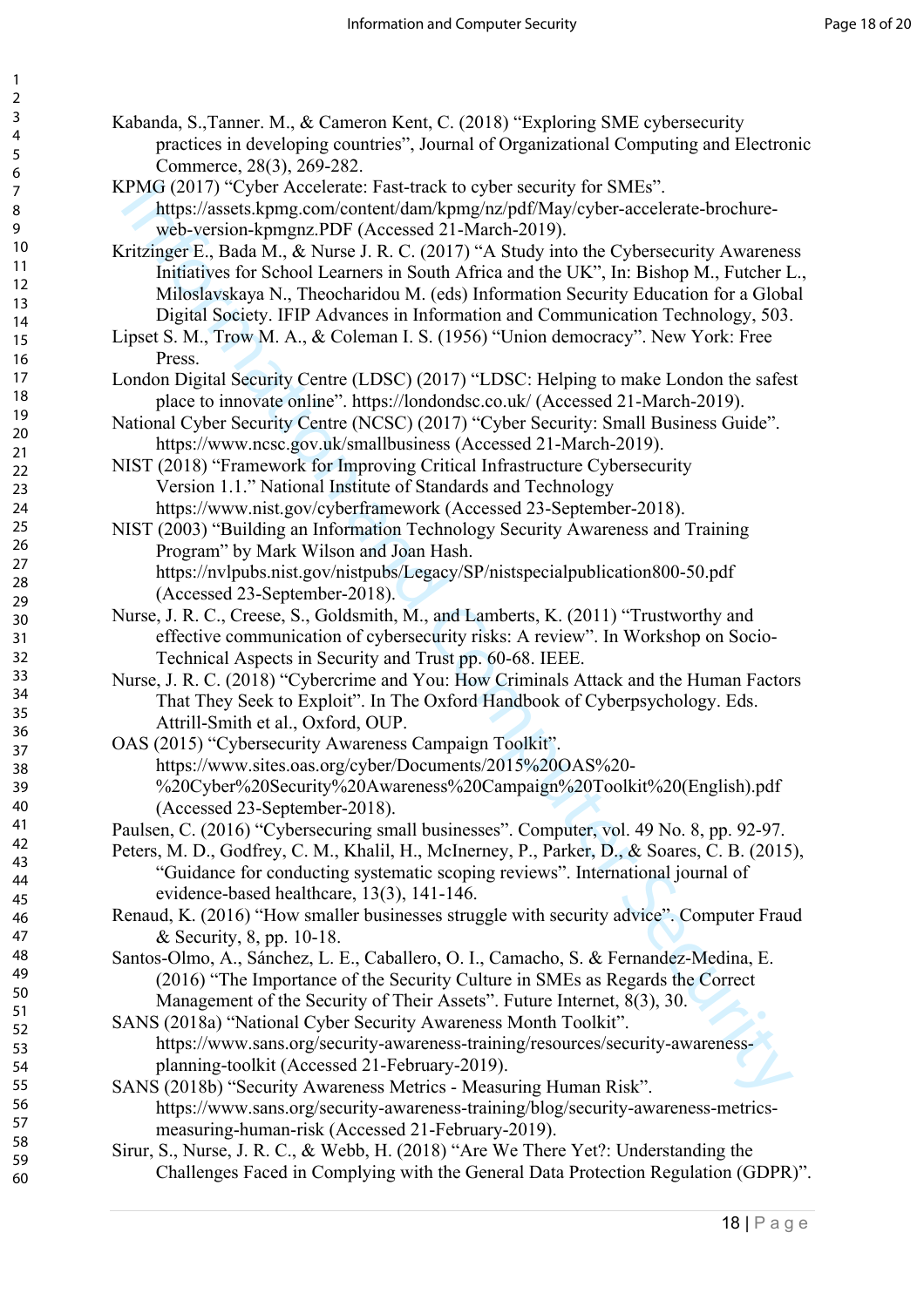Kabanda, S.,Tanner. M., & Cameron Kent, C. (2018) “Exploring SME cybersecurity practices in developing countries”, Journal of Organizational Computing and Electronic Commerce, 28(3), 269-282.

KPMG (2017) “Cyber Accelerate: Fast-track to cyber security for SMEs”. https://assets.kpmg.com/content/dam/kpmg/nz/pdf/May/cyber-accelerate-brochure-web-version-kpmgnz.PDF (Accessed 21-March-2019).

Kritzinger E., Bada M., & Nurse J. R. C. (2017) “A Study into the Cybersecurity Awareness Initiatives for School Learners in South Africa and the UK”, In: Bishop M., Futcher L., Miloslavskaya N., Theocharidou M. (eds) Information Security Education for a Global Digital Society. IFIP Advances in Information and Communication Technology, 503.

Lipset S. M., Trow M. A., & Coleman I. S. (1956) “Union democracy”. New York: Free Press.

London Digital Security Centre (LDSC) (2017) “LDSC: Helping to make London the safest place to innovate online”. https://londondsc.co.uk/ (Accessed 21-March-2019).

National Cyber Security Centre (NCSC) (2017) “Cyber Security: Small Business Guide”. https://www.ncsc.gov.uk/smallbusiness (Accessed 21-March-2019).

NIST (2018) “Framework for Improving Critical Infrastructure Cybersecurity Version 1.1.” National Institute of Standards and Technology https://www.nist.gov/cyberframework (Accessed 23-September-2018).

NIST (2003) “Building an Information Technology Security Awareness and Training Program” by Mark Wilson and Joan Hash. https://nvlpubs.nist.gov/nistpubs/Legacy/SP/nistspecialpublication800-50.pdf (Accessed 23-September-2018).

Nurse, J. R. C., Creese, S., Goldsmith, M., and Lamberts, K. (2011) “Trustworthy and effective communication of cybersecurity risks: A review”. In Workshop on Socio-Technical Aspects in Security and Trust pp. 60-68. IEEE.

Nurse, J. R. C. (2018) “Cybercrime and You: How Criminals Attack and the Human Factors That They Seek to Exploit”. In The Oxford Handbook of Cyberpsychology. Eds. Attrill-Smith et al., Oxford, OUP.

OAS (2015) “Cybersecurity Awareness Campaign Toolkit”. https://www.sites.oas.org/cyber/Documents/2015%20OAS%20-%20Cyber%20Security%20Awareness%20Campaign%20Toolkit%20(English).pdf (Accessed 23-September-2018).

Paulsen, C. (2016) “Cybersecuring small businesses”. Computer, vol. 49 No. 8, pp. 92-97.

Peters, M. D., Godfrey, C. M., Khalil, H., McInerney, P., Parker, D., & Soares, C. B. (2015), “Guidance for conducting systematic scoping reviews”. International journal of evidence-based healthcare, 13(3), 141-146.

Renaud, K. (2016) “How smaller businesses struggle with security advice”. Computer Fraud & Security, 8, pp. 10-18.

Santos-Olmo, A., Sánchez, L. E., Caballero, O. I., Camacho, S. & Fernandez-Medina, E. (2016) “The Importance of the Security Culture in SMEs as Regards the Correct Management of the Security of Their Assets”. Future Internet, 8(3), 30.

SANS (2018a) “National Cyber Security Awareness Month Toolkit”. https://www.sans.org/security-awareness-training/resources/security-awareness-planning-toolkit (Accessed 21-February-2019).

SANS (2018b) “Security Awareness Metrics - Measuring Human Risk”. https://www.sans.org/security-awareness-training/blog/security-awareness-metrics-measuring-human-risk (Accessed 21-February-2019).

Sirur, S., Nurse, J. R. C., & Webb, H. (2018) “Are We There Yet?: Understanding the Challenges Faced in Complying with the General Data Protection Regulation (GDPR)”.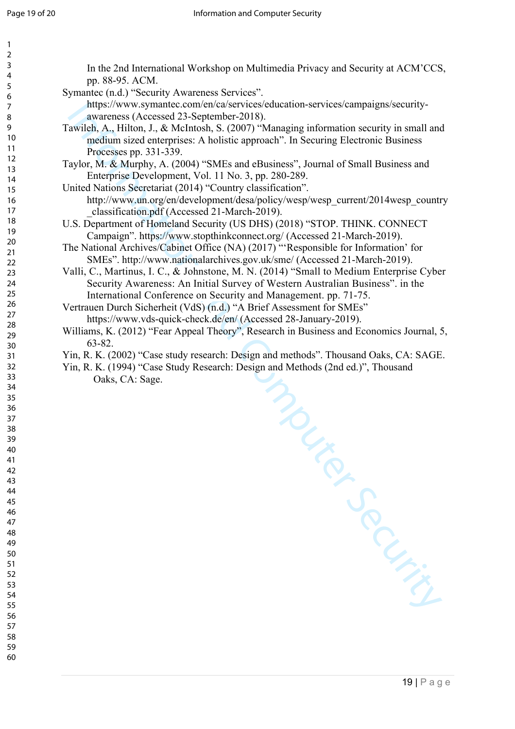In the 2nd International Workshop on Multimedia Privacy and Security at ACM'CCS, pp. 88-95. ACM.

Symantec (n.d.) "Security Awareness Services". https://www.symantec.com/en/ca/services/education-services/campaigns/security-awareness (Accessed 23-September-2018).

Tawileh, A., Hilton, J., & McIntosh, S. (2007) "Managing information security in small and medium sized enterprises: A holistic approach". In Securing Electronic Business Processes pp. 331-339.

Taylor, M. & Murphy, A. (2004) "SMEs and eBusiness", Journal of Small Business and Enterprise Development, Vol. 11 No. 3, pp. 280-289.

United Nations Secretariat (2014) "Country classification". http://www.un.org/en/development/desa/policy/wesp/wesp_current/2014wesp_country_classification.pdf (Accessed 21-March-2019).

U.S. Department of Homeland Security (US DHS) (2018) "STOP. THINK. CONNECT Campaign". https://www.stopthinkconnect.org/ (Accessed 21-March-2019).

The National Archives/Cabinet Office (NA) (2017) "'Responsible for Information' for SMEs". http://www.nationalarchives.gov.uk/sme/ (Accessed 21-March-2019).

Valli, C., Martinus, I. C., & Johnstone, M. N. (2014) "Small to Medium Enterprise Cyber Security Awareness: An Initial Survey of Western Australian Business". in the International Conference on Security and Management. pp. 71-75.

Vertrauen Durch Sicherheit (VdS) (n.d.) "A Brief Assessment for SMEs" https://www.vds-quick-check.de/en/ (Accessed 28-January-2019).

Williams, K. (2012) "Fear Appeal Theory", Research in Business and Economics Journal, 5, 63-82.

Yin, R. K. (2002) "Case study research: Design and methods". Thousand Oaks, CA: SAGE.

Yin, R. K. (1994) "Case Study Research: Design and Methods (2nd ed.)", Thousand Oaks, CA: Sage.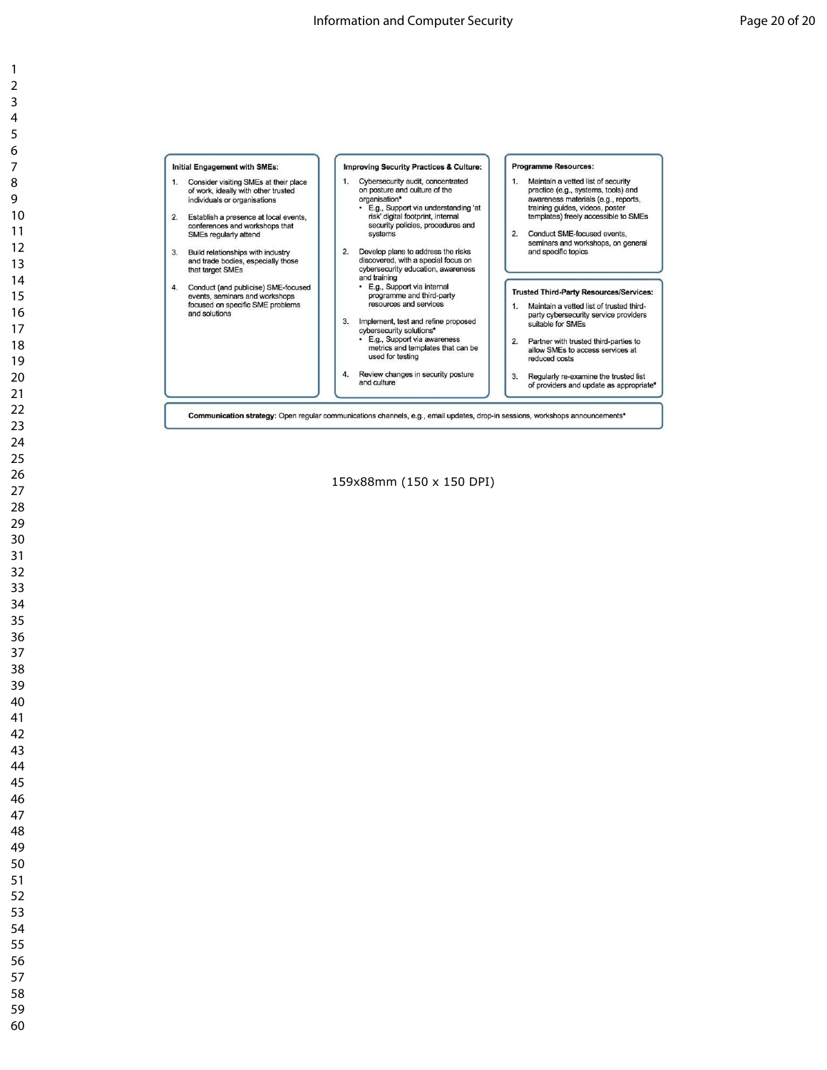**Initial Engagement with SMEs:**

1. Consider visiting SMEs at their place of work, ideally with other trusted individuals or organisations
2. Establish a presence at local events, conferences and workshops that SMEs regularly attend
3. Build relationships with industry and trade bodies, especially those that target SMEs
4. Conduct (and publicise) SME-focused events, seminars and workshops focused on specific SME problems and solutions

**Improving Security Practices & Culture:**

1. Cybersecurity audit, concentrated on posture and culture of the organisation*
   - E.g., Support via understanding 'at risk' digital footprint, internal security policies, procedures and systems
2. Develop plans to address the risks discovered, with a special focus on cybersecurity education, awareness and training
   - E.g., Support via internal programme and third-party resources and services
3. Implement, test and refine proposed cybersecurity solutions*
   - E.g., Support via awareness metrics and templates that can be used for testing
4. Review changes in security posture and culture

**Programme Resources:**

1. Maintain a vetted list of security practice (e.g., systems, tools) and awareness materials (e.g., reports, training guides, videos, poster templates) freely accessible to SMEs
2. Conduct SME-focused events, seminars and workshops, on general and specific topics

**Trusted Third-Party Resources/Services:**

1. Maintain a vetted list of trusted third-party cybersecurity service providers suitable for SMEs
2. Partner with trusted third-parties to allow SMEs to access services at reduced costs
3. Regularly re-examine the trusted list of providers and update as appropriate*

**Communication strategy:** Open regular communications channels, e.g., email updates, drop-in sessions, workshops announcements*

159x88mm (150 x 150 DPI)